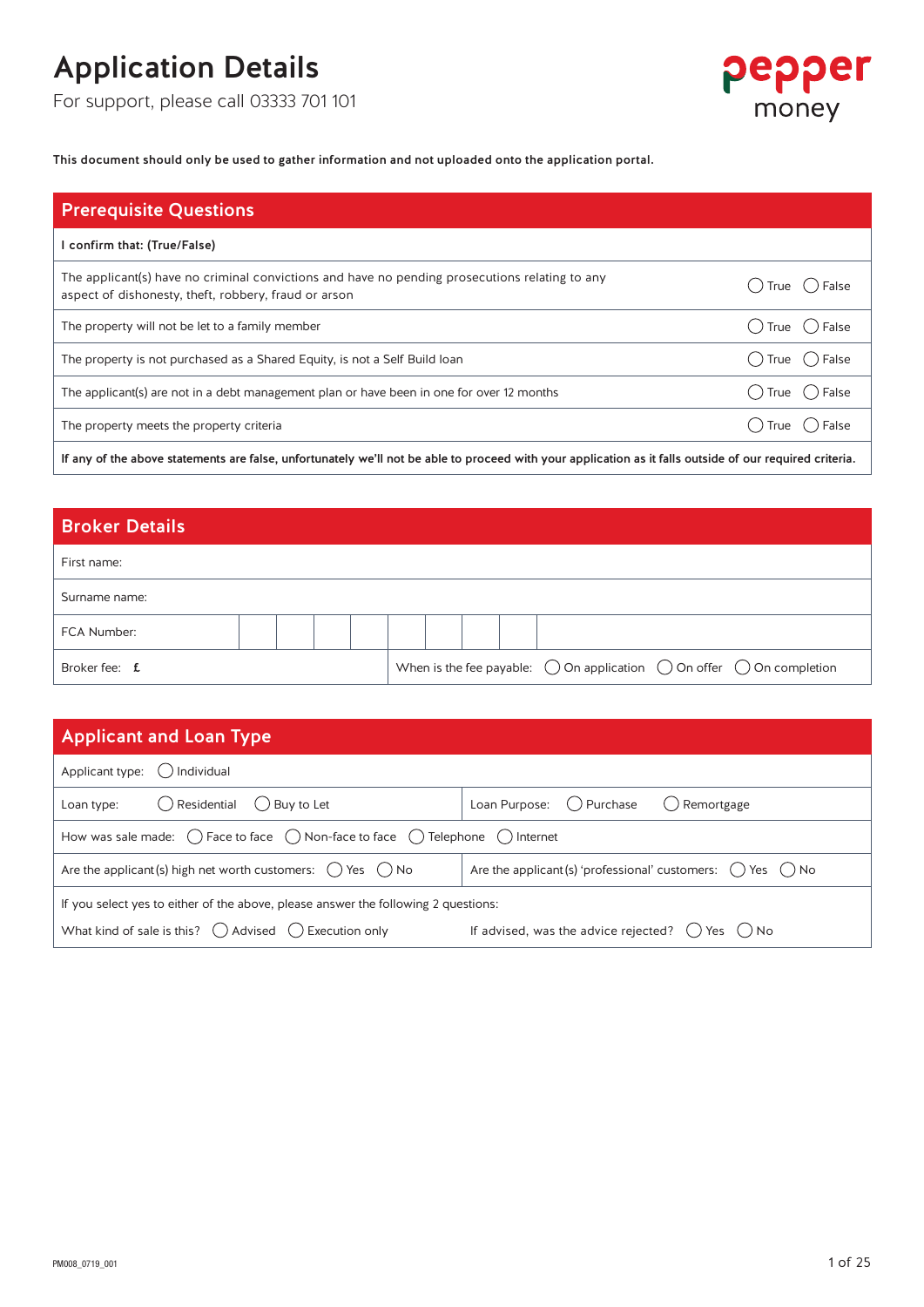# Application Details

For support, please call 03333 701 101

pepper money

**This document should only be used to gather information and not uploaded onto the application portal.**

## Prerequisite Questions

| **I confirm that: (True/False)** | |
|---|---|
| The applicant(s) have no criminal convictions and have no pending prosecutions relating to any aspect of dishonesty, theft, robbery, fraud or arson | ◯ True ◯ False |
| The property will not be let to a family member | ◯ True ◯ False |
| The property is not purchased as a Shared Equity, is not a Self Build loan | ◯ True ◯ False |
| The applicant(s) are not in a debt management plan or have been in one for over 12 months | ◯ True ◯ False |
| The property meets the property criteria | ◯ True ◯ False |

**If any of the above statements are false, unfortunately we'll not be able to proceed with your application as it falls outside of our required criteria.**

## Broker Details

| | |
|---|---|
| First name: | |
| Surname name: | |
| FCA Number: | |
| Broker fee: £ | When is the fee payable: ◯ On application ◯ On offer ◯ On completion |

## Applicant and Loan Type

| | |
|---|---|
| Applicant type: ◯ Individual | |
| Loan type: ◯ Residential ◯ Buy to Let | Loan Purpose: ◯ Purchase ◯ Remortgage |
| How was sale made: ◯ Face to face ◯ Non-face to face ◯ Telephone ◯ Internet | |
| Are the applicant(s) high net worth customers: ◯ Yes ◯ No | Are the applicant(s) 'professional' customers: ◯ Yes ◯ No |

If you select yes to either of the above, please answer the following 2 questions:

| | |
|---|---|
| What kind of sale is this? ◯ Advised ◯ Execution only | If advised, was the advice rejected? ◯ Yes ◯ No |

PM008_0719_001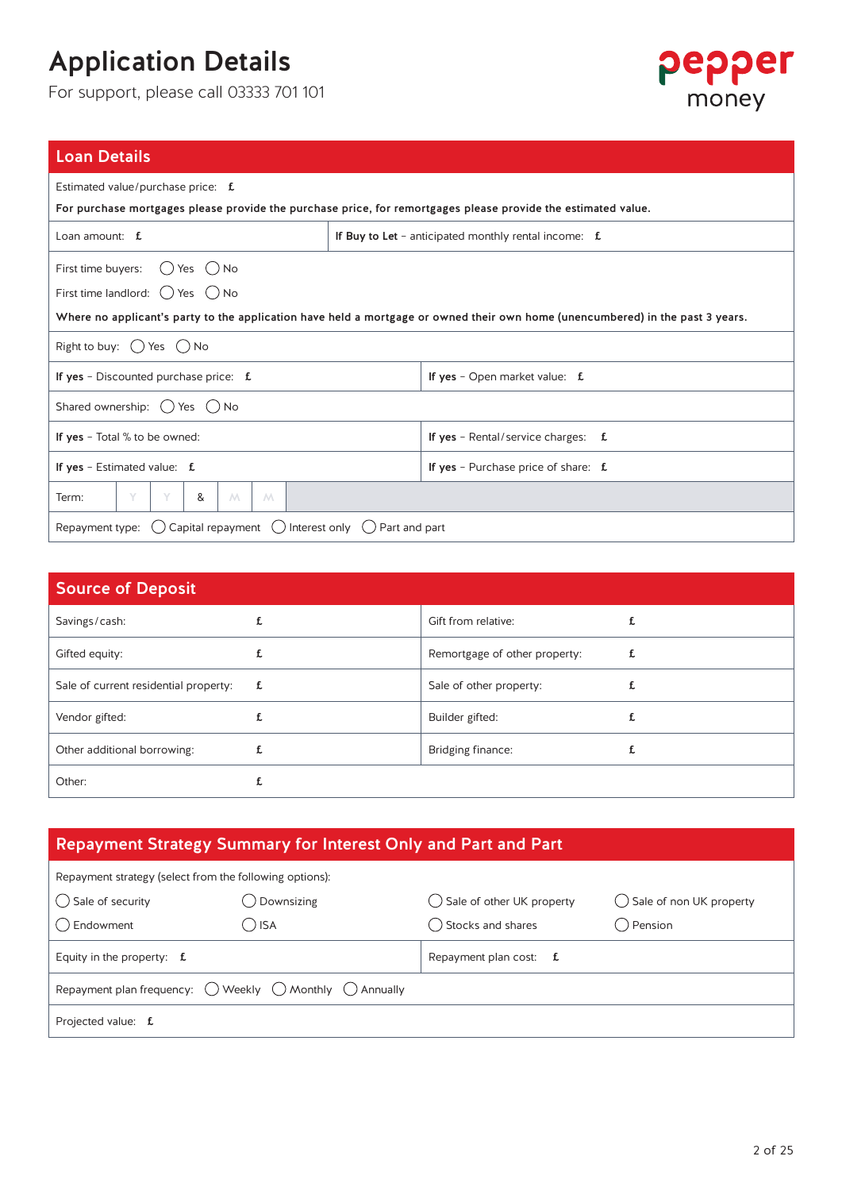# Application Details

For support, please call 03333 701 101

pepper money

## Loan Details

Estimated value/purchase price: £

**For purchase mortgages please provide the purchase price, for remortgages please provide the estimated value.**

| Loan amount: £ | **If Buy to Let** – anticipated monthly rental income: £ |
|---|---|

First time buyers: ◯ Yes ◯ No

First time landlord: ◯ Yes ◯ No

**Where no applicant's party to the application have held a mortgage or owned their own home (unencumbered) in the past 3 years.**

Right to buy: ◯ Yes ◯ No

| **If yes** – Discounted purchase price: £ | **If yes** – Open market value: £ |
|---|---|

Shared ownership: ◯ Yes ◯ No

| **If yes** – Total % to be owned: | **If yes** – Rental/service charges: £ |
|---|---|
| **If yes** – Estimated value: £ | **If yes** – Purchase price of share: £ |

Term: Y Y & M M

Repayment type: ◯ Capital repayment ◯ Interest only ◯ Part and part

## Source of Deposit

| | | | |
|---|---|---|---|
| Savings/cash: | £ | Gift from relative: | £ |
| Gifted equity: | £ | Remortgage of other property: | £ |
| Sale of current residential property: | £ | Sale of other property: | £ |
| Vendor gifted: | £ | Builder gifted: | £ |
| Other additional borrowing: | £ | Bridging finance: | £ |
| Other: | £ | | |

## Repayment Strategy Summary for Interest Only and Part and Part

Repayment strategy (select from the following options):

| | | | |
|---|---|---|---|
| ◯ Sale of security | ◯ Downsizing | ◯ Sale of other UK property | ◯ Sale of non UK property |
| ◯ Endowment | ◯ ISA | ◯ Stocks and shares | ◯ Pension |

| Equity in the property: £ | Repayment plan cost: £ |
|---|---|

Repayment plan frequency: ◯ Weekly ◯ Monthly ◯ Annually

Projected value: £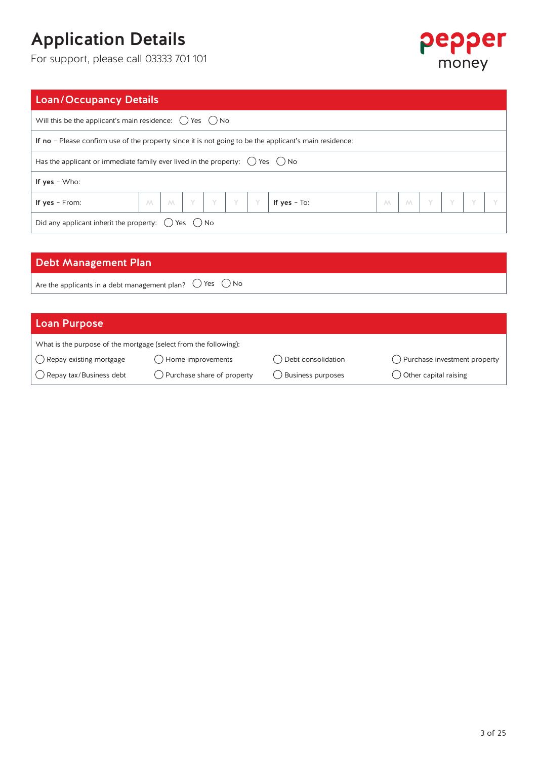# Application Details

For support, please call 03333 701 101

## Loan/Occupancy Details

Will this be the applicant's main residence: ◯ Yes ◯ No

**If no** – Please confirm use of the property since it is not going to be the applicant's main residence:

Has the applicant or immediate family ever lived in the property: ◯ Yes ◯ No

**If yes** – Who:

| **If yes** – From: | M | M | Y | Y | Y | Y | **If yes** – To: | M | M | Y | Y | Y | Y |
|---|---|---|---|---|---|---|---|---|---|---|---|---|---|

Did any applicant inherit the property: ◯ Yes ◯ No

## Debt Management Plan

Are the applicants in a debt management plan? ◯ Yes ◯ No

## Loan Purpose

What is the purpose of the mortgage (select from the following):

| | | | |
|---|---|---|---|
| ◯ Repay existing mortgage | ◯ Home improvements | ◯ Debt consolidation | ◯ Purchase investment property |
| ◯ Repay tax/Business debt | ◯ Purchase share of property | ◯ Business purposes | ◯ Other capital raising |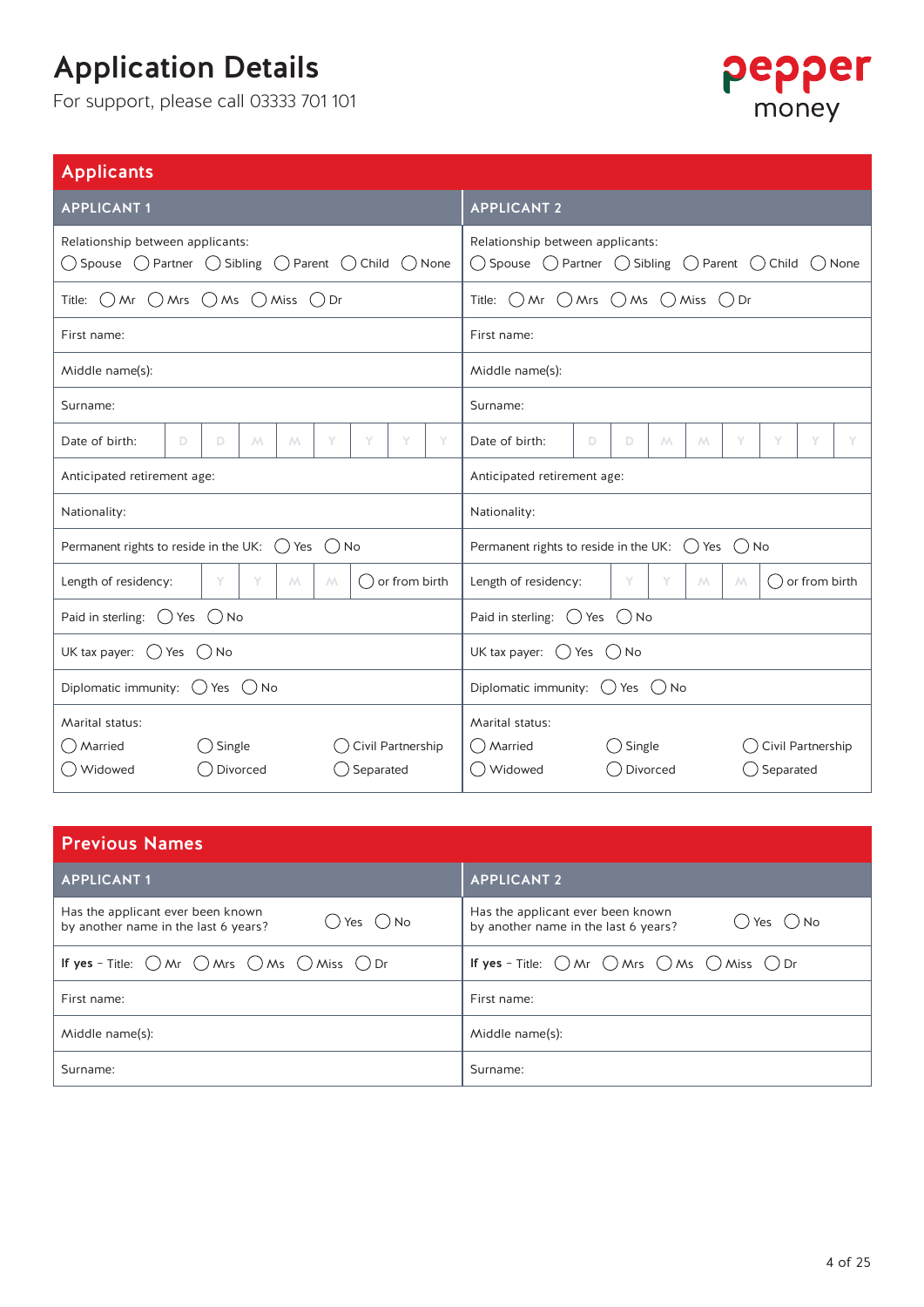# Application Details

For support, please call 03333 701 101

## Applicants

| APPLICANT 1 | APPLICANT 2 |
|---|---|
| Relationship between applicants: ◯ Spouse ◯ Partner ◯ Sibling ◯ Parent ◯ Child ◯ None | Relationship between applicants: ◯ Spouse ◯ Partner ◯ Sibling ◯ Parent ◯ Child ◯ None |
| Title: ◯ Mr ◯ Mrs ◯ Ms ◯ Miss ◯ Dr | Title: ◯ Mr ◯ Mrs ◯ Ms ◯ Miss ◯ Dr |
| First name: | First name: |
| Middle name(s): | Middle name(s): |
| Surname: | Surname: |
| Date of birth: D D M M Y Y Y Y | Date of birth: D D M M Y Y Y Y |
| Anticipated retirement age: | Anticipated retirement age: |
| Nationality: | Nationality: |
| Permanent rights to reside in the UK: ◯ Yes ◯ No | Permanent rights to reside in the UK: ◯ Yes ◯ No |
| Length of residency: Y Y M M ◯ or from birth | Length of residency: Y Y M M ◯ or from birth |
| Paid in sterling: ◯ Yes ◯ No | Paid in sterling: ◯ Yes ◯ No |
| UK tax payer: ◯ Yes ◯ No | UK tax payer: ◯ Yes ◯ No |
| Diplomatic immunity: ◯ Yes ◯ No | Diplomatic immunity: ◯ Yes ◯ No |
| Marital status: ◯ Married ◯ Single ◯ Civil Partnership ◯ Widowed ◯ Divorced ◯ Separated | Marital status: ◯ Married ◯ Single ◯ Civil Partnership ◯ Widowed ◯ Divorced ◯ Separated |

## Previous Names

| APPLICANT 1 | APPLICANT 2 |
|---|---|
| Has the applicant ever been known by another name in the last 6 years? ◯ Yes ◯ No | Has the applicant ever been known by another name in the last 6 years? ◯ Yes ◯ No |
| **If yes** – Title: ◯ Mr ◯ Mrs ◯ Ms ◯ Miss ◯ Dr | **If yes** – Title: ◯ Mr ◯ Mrs ◯ Ms ◯ Miss ◯ Dr |
| First name: | First name: |
| Middle name(s): | Middle name(s): |
| Surname: | Surname: |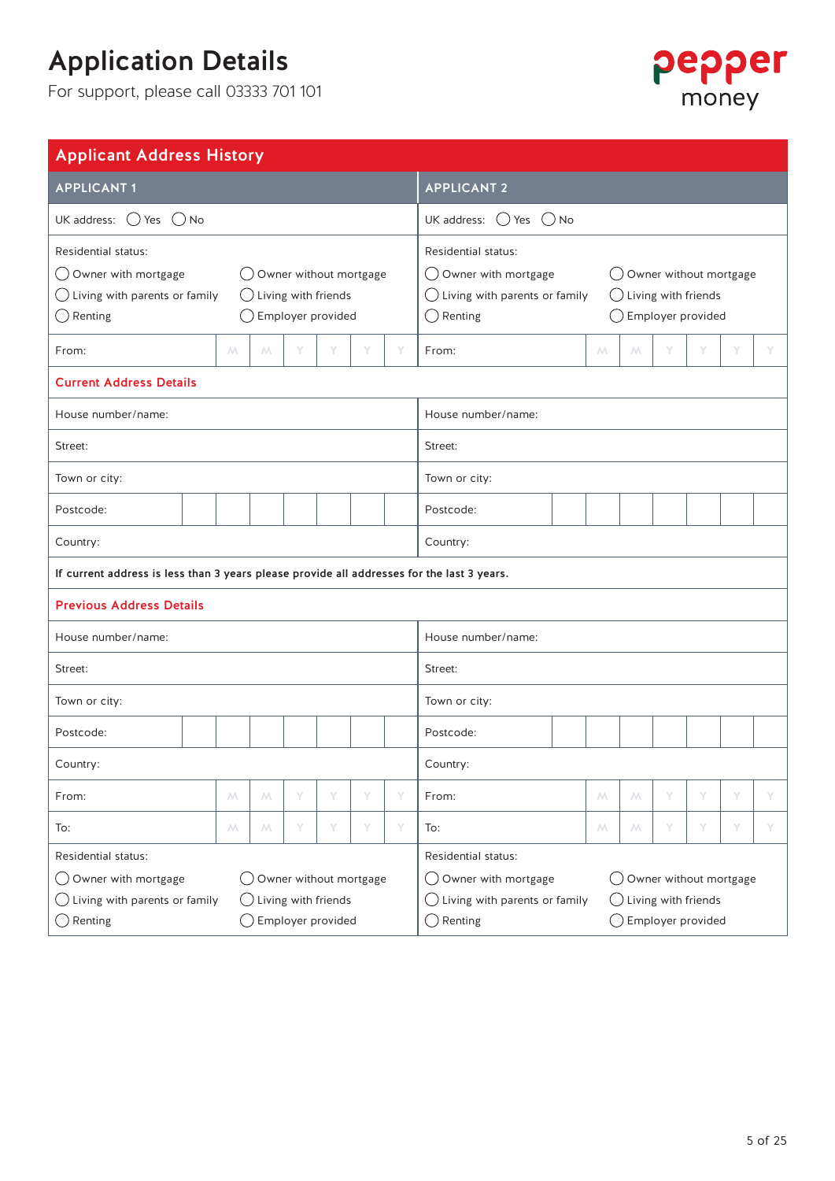# Application Details

For support, please call 03333 701 101

pepper money

## Applicant Address History

| APPLICANT 1 | APPLICANT 2 |
|---|---|
| UK address: ◯ Yes ◯ No | UK address: ◯ Yes ◯ No |
| Residential status:<br>◯ Owner with mortgage ◯ Owner without mortgage<br>◯ Living with parents or family ◯ Living with friends<br>◯ Renting ◯ Employer provided | Residential status:<br>◯ Owner with mortgage ◯ Owner without mortgage<br>◯ Living with parents or family ◯ Living with friends<br>◯ Renting ◯ Employer provided |
| From: M M Y Y Y Y | From: M M Y Y Y Y |

### Current Address Details

| APPLICANT 1 | APPLICANT 2 |
|---|---|
| House number/name: | House number/name: |
| Street: | Street: |
| Town or city: | Town or city: |
| Postcode: | Postcode: |
| Country: | Country: |

**If current address is less than 3 years please provide all addresses for the last 3 years.**

### Previous Address Details

| APPLICANT 1 | APPLICANT 2 |
|---|---|
| House number/name: | House number/name: |
| Street: | Street: |
| Town or city: | Town or city: |
| Postcode: | Postcode: |
| Country: | Country: |
| From: M M Y Y Y Y | From: M M Y Y Y Y |
| To: M M Y Y Y Y | To: M M Y Y Y Y |
| Residential status:<br>◯ Owner with mortgage ◯ Owner without mortgage<br>◯ Living with parents or family ◯ Living with friends<br>◯ Renting ◯ Employer provided | Residential status:<br>◯ Owner with mortgage ◯ Owner without mortgage<br>◯ Living with parents or family ◯ Living with friends<br>◯ Renting ◯ Employer provided |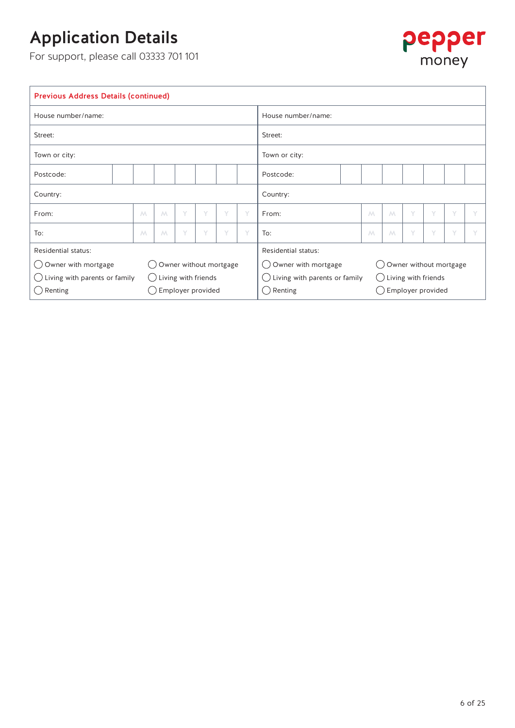# Application Details

For support, please call 03333 701 101

**Previous Address Details (continued)**

| | |
|---|---|
| House number/name: | House number/name: |
| Street: | Street: |
| Town or city: | Town or city: |
| Postcode: | Postcode: |
| Country: | Country: |
| From: M M Y Y Y Y | From: M M Y Y Y Y |
| To: M M Y Y Y Y | To: M M Y Y Y Y |
| Residential status:<br>◯ Owner with mortgage ◯ Owner without mortgage<br>◯ Living with parents or family ◯ Living with friends<br>◯ Renting ◯ Employer provided | Residential status:<br>◯ Owner with mortgage ◯ Owner without mortgage<br>◯ Living with parents or family ◯ Living with friends<br>◯ Renting ◯ Employer provided |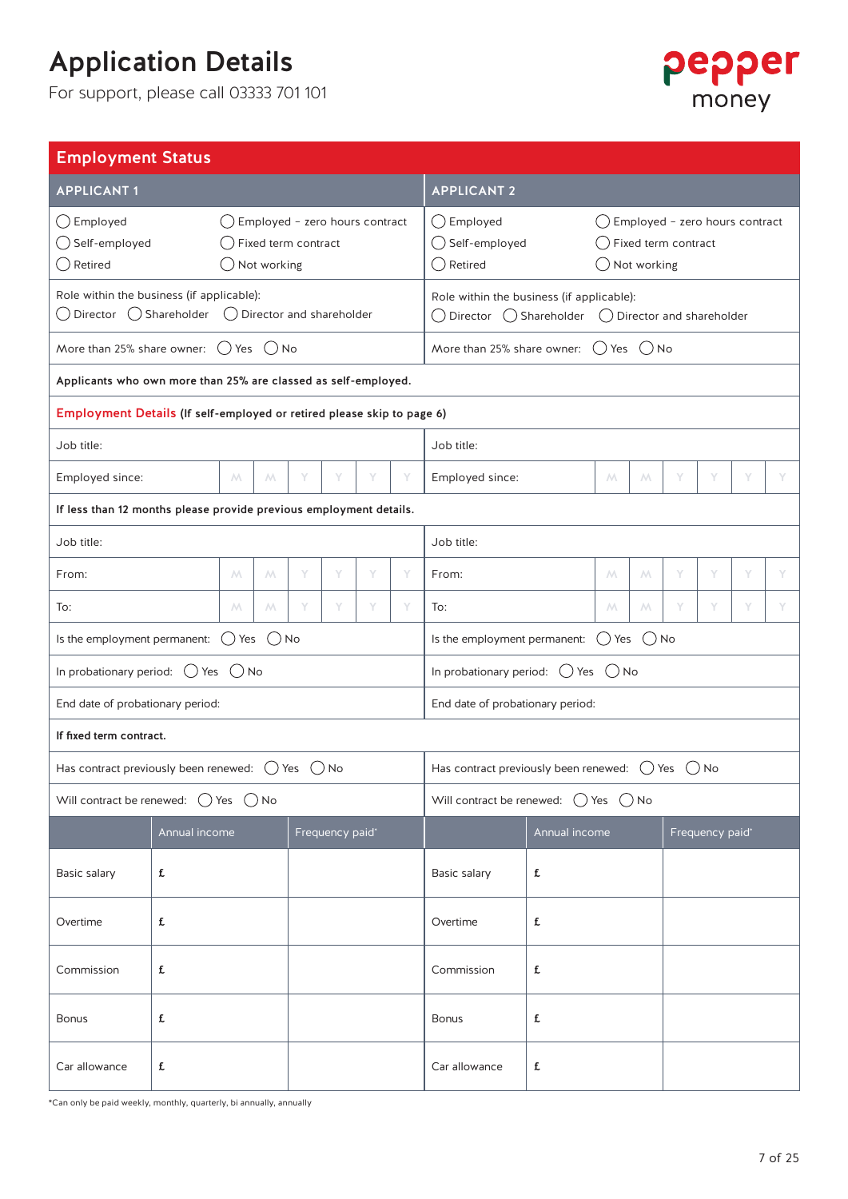# Application Details

For support, please call 03333 701 101

pepper money

## Employment Status

| APPLICANT 1 | APPLICANT 2 |
|---|---|
| ◯ Employed ◯ Employed – zero hours contract ◯ Self-employed ◯ Fixed term contract ◯ Retired ◯ Not working | ◯ Employed ◯ Employed – zero hours contract ◯ Self-employed ◯ Fixed term contract ◯ Retired ◯ Not working |
| Role within the business (if applicable): ◯ Director ◯ Shareholder ◯ Director and shareholder | Role within the business (if applicable): ◯ Director ◯ Shareholder ◯ Director and shareholder |
| More than 25% share owner: ◯ Yes ◯ No | More than 25% share owner: ◯ Yes ◯ No |

**Applicants who own more than 25% are classed as self-employed.**

### Employment Details (If self-employed or retired please skip to page 6)

| APPLICANT 1 | APPLICANT 2 |
|---|---|
| Job title: | Job title: |
| Employed since: M M Y Y Y Y | Employed since: M M Y Y Y Y |

**If less than 12 months please provide previous employment details.**

| APPLICANT 1 | APPLICANT 2 |
|---|---|
| Job title: | Job title: |
| From: M M Y Y Y Y | From: M M Y Y Y Y |
| To: M M Y Y Y Y | To: M M Y Y Y Y |
| Is the employment permanent: ◯ Yes ◯ No | Is the employment permanent: ◯ Yes ◯ No |
| In probationary period: ◯ Yes ◯ No | In probationary period: ◯ Yes ◯ No |
| End date of probationary period: | End date of probationary period: |

**If fixed term contract.**

| APPLICANT 1 | APPLICANT 2 |
|---|---|
| Has contract previously been renewed: ◯ Yes ◯ No | Has contract previously been renewed: ◯ Yes ◯ No |
| Will contract be renewed: ◯ Yes ◯ No | Will contract be renewed: ◯ Yes ◯ No |

| | Annual income | Frequency paid* | | Annual income | Frequency paid* |
|---|---|---|---|---|---|
| Basic salary | £ | | Basic salary | £ | |
| Overtime | £ | | Overtime | £ | |
| Commission | £ | | Commission | £ | |
| Bonus | £ | | Bonus | £ | |
| Car allowance | £ | | Car allowance | £ | |

*Can only be paid weekly, monthly, quarterly, bi annually, annually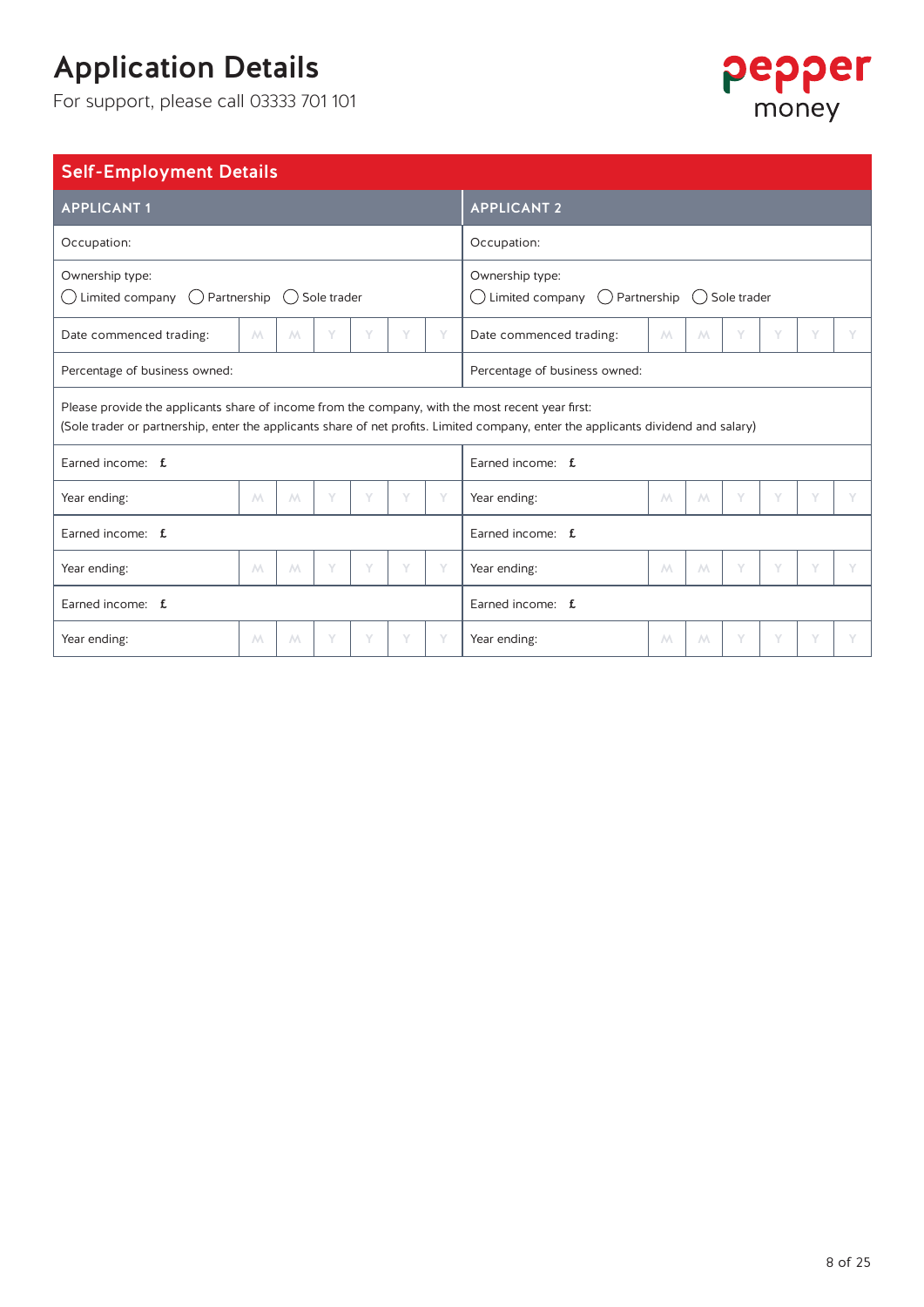# Application Details

For support, please call 03333 701 101

## Self-Employment Details

| APPLICANT 1 | APPLICANT 2 |
|---|---|
| Occupation: | Occupation: |
| Ownership type: ◯ Limited company ◯ Partnership ◯ Sole trader | Ownership type: ◯ Limited company ◯ Partnership ◯ Sole trader |
| Date commenced trading: M M Y Y Y Y | Date commenced trading: M M Y Y Y Y |
| Percentage of business owned: | Percentage of business owned: |

Please provide the applicants share of income from the company, with the most recent year first:
(Sole trader or partnership, enter the applicants share of net profits. Limited company, enter the applicants dividend and salary)

| APPLICANT 1 | APPLICANT 2 |
|---|---|
| Earned income: £ | Earned income: £ |
| Year ending: M M Y Y Y Y | Year ending: M M Y Y Y Y |
| Earned income: £ | Earned income: £ |
| Year ending: M M Y Y Y Y | Year ending: M M Y Y Y Y |
| Earned income: £ | Earned income: £ |
| Year ending: M M Y Y Y Y | Year ending: M M Y Y Y Y |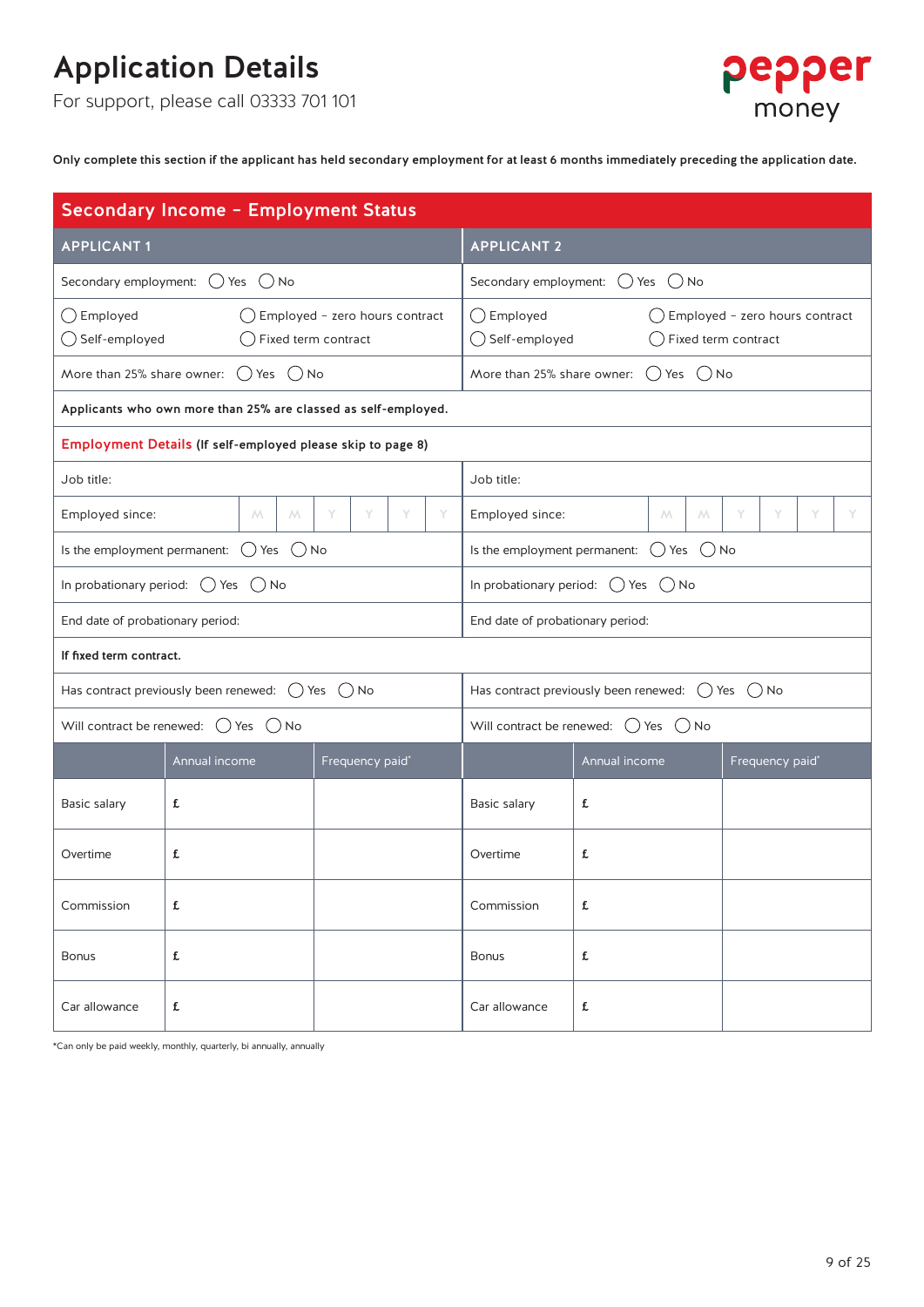# Application Details

For support, please call 03333 701 101

pepper money

**Only complete this section if the applicant has held secondary employment for at least 6 months immediately preceding the application date.**

## Secondary Income – Employment Status

| APPLICANT 1 | APPLICANT 2 |
|---|---|
| Secondary employment: ◯ Yes ◯ No | Secondary employment: ◯ Yes ◯ No |
| ◯ Employed ◯ Employed – zero hours contract ◯ Self-employed ◯ Fixed term contract | ◯ Employed ◯ Employed – zero hours contract ◯ Self-employed ◯ Fixed term contract |
| More than 25% share owner: ◯ Yes ◯ No | More than 25% share owner: ◯ Yes ◯ No |

**Applicants who own more than 25% are classed as self-employed.**

### Employment Details (If self-employed please skip to page 8)

| APPLICANT 1 | APPLICANT 2 |
|---|---|
| Job title: | Job title: |
| Employed since: M M Y Y Y Y | Employed since: M M Y Y Y Y |
| Is the employment permanent: ◯ Yes ◯ No | Is the employment permanent: ◯ Yes ◯ No |
| In probationary period: ◯ Yes ◯ No | In probationary period: ◯ Yes ◯ No |
| End date of probationary period: | End date of probationary period: |

**If fixed term contract.**

| APPLICANT 1 | APPLICANT 2 |
|---|---|
| Has contract previously been renewed: ◯ Yes ◯ No | Has contract previously been renewed: ◯ Yes ◯ No |
| Will contract be renewed: ◯ Yes ◯ No | Will contract be renewed: ◯ Yes ◯ No |

| | Annual income | Frequency paid* | | Annual income | Frequency paid* |
|---|---|---|---|---|---|
| Basic salary | £ | | Basic salary | £ | |
| Overtime | £ | | Overtime | £ | |
| Commission | £ | | Commission | £ | |
| Bonus | £ | | Bonus | £ | |
| Car allowance | £ | | Car allowance | £ | |

*Can only be paid weekly, monthly, quarterly, bi annually, annually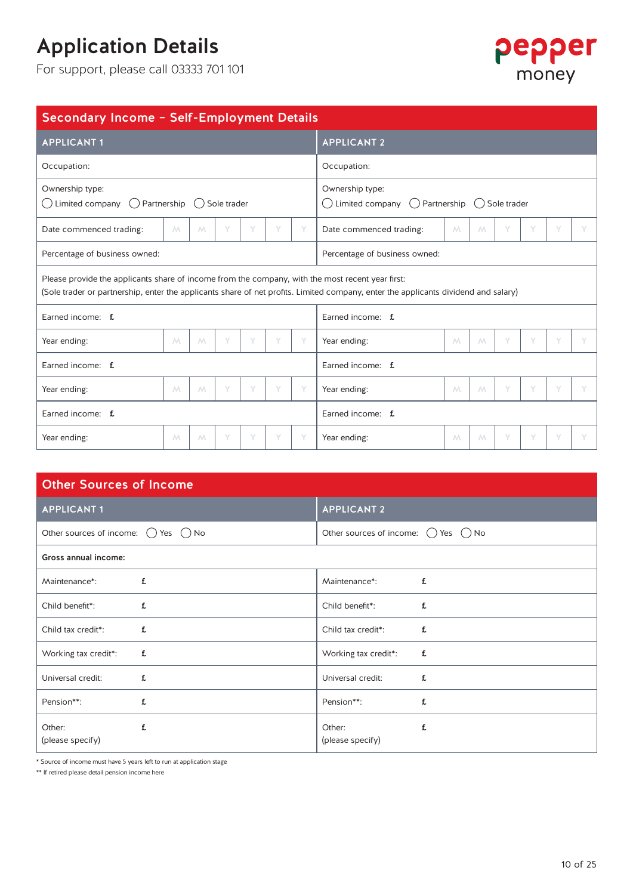# Application Details

For support, please call 03333 701 101

## Secondary Income – Self-Employment Details

| APPLICANT 1 | APPLICANT 2 |
|---|---|
| Occupation: | Occupation: |
| Ownership type: ◯ Limited company ◯ Partnership ◯ Sole trader | Ownership type: ◯ Limited company ◯ Partnership ◯ Sole trader |
| Date commenced trading: M M Y Y Y Y | Date commenced trading: M M Y Y Y Y |
| Percentage of business owned: | Percentage of business owned: |

Please provide the applicants share of income from the company, with the most recent year first:
(Sole trader or partnership, enter the applicants share of net profits. Limited company, enter the applicants dividend and salary)

| APPLICANT 1 | APPLICANT 2 |
|---|---|
| Earned income: £ | Earned income: £ |
| Year ending: M M Y Y Y Y | Year ending: M M Y Y Y Y |
| Earned income: £ | Earned income: £ |
| Year ending: M M Y Y Y Y | Year ending: M M Y Y Y Y |
| Earned income: £ | Earned income: £ |
| Year ending: M M Y Y Y Y | Year ending: M M Y Y Y Y |

## Other Sources of Income

| APPLICANT 1 | APPLICANT 2 |
|---|---|
| Other sources of income: ◯ Yes ◯ No | Other sources of income: ◯ Yes ◯ No |

**Gross annual income:**

| APPLICANT 1 | | APPLICANT 2 | |
|---|---|---|---|
| Maintenance*: | £ | Maintenance*: | £ |
| Child benefit*: | £ | Child benefit*: | £ |
| Child tax credit*: | £ | Child tax credit*: | £ |
| Working tax credit*: | £ | Working tax credit*: | £ |
| Universal credit: | £ | Universal credit: | £ |
| Pension**: | £ | Pension**: | £ |
| Other: (please specify) | £ | Other: (please specify) | £ |

* Source of income must have 5 years left to run at application stage

** If retired please detail pension income here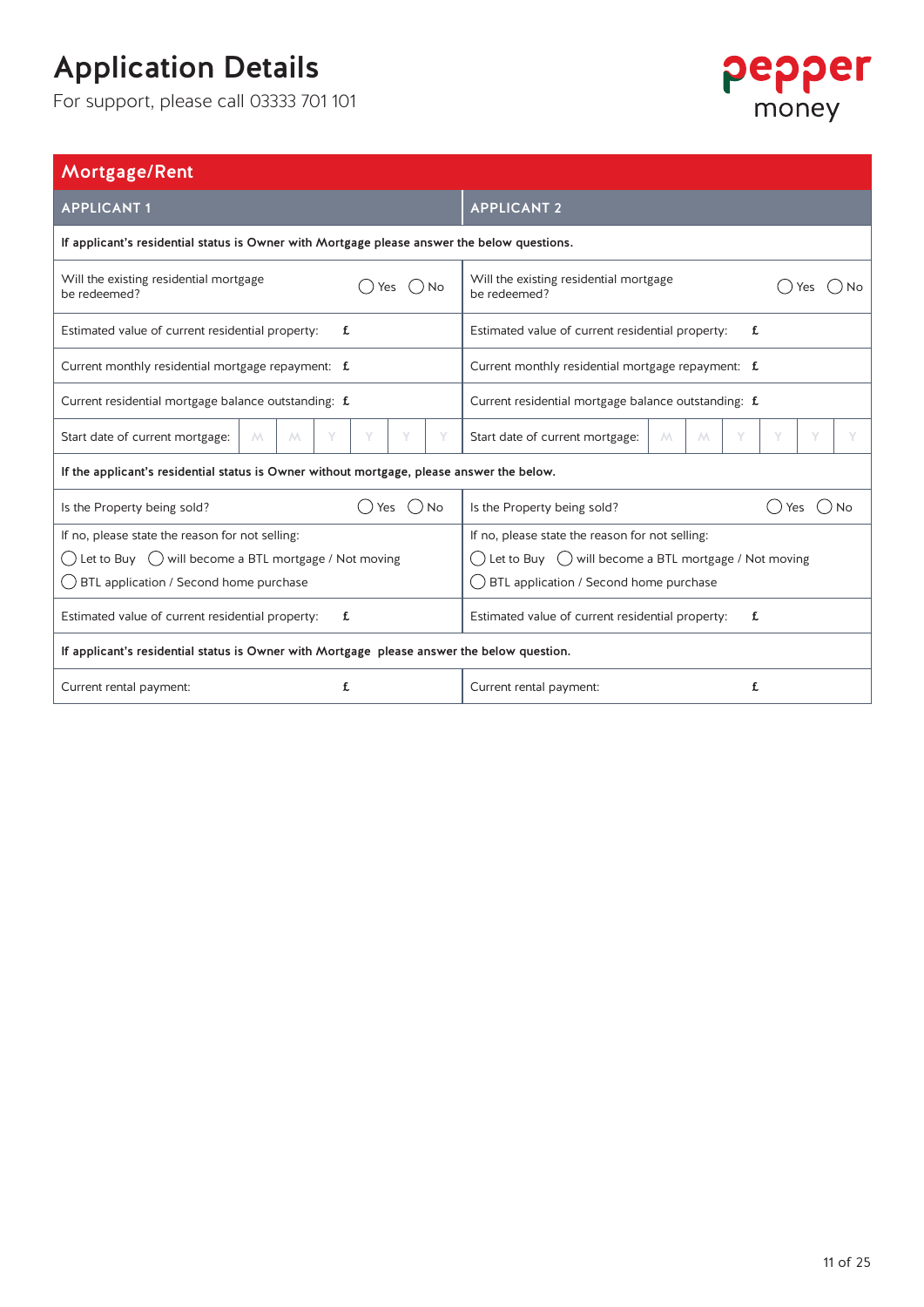# Application Details

For support, please call 03333 701 101

## Mortgage/Rent

| APPLICANT 1 | APPLICANT 2 |
|---|---|
| **If applicant's residential status is Owner with Mortgage please answer the below questions.** | |
| Will the existing residential mortgage be redeemed? ◯ Yes ◯ No | Will the existing residential mortgage be redeemed? ◯ Yes ◯ No |
| Estimated value of current residential property: £ | Estimated value of current residential property: £ |
| Current monthly residential mortgage repayment: £ | Current monthly residential mortgage repayment: £ |
| Current residential mortgage balance outstanding: £ | Current residential mortgage balance outstanding: £ |
| Start date of current mortgage: M M Y Y Y Y | Start date of current mortgage: M M Y Y Y Y |
| **If the applicant's residential status is Owner without mortgage, please answer the below.** | |
| Is the Property being sold? ◯ Yes ◯ No | Is the Property being sold? ◯ Yes ◯ No |
| If no, please state the reason for not selling:<br>◯ Let to Buy ◯ will become a BTL mortgage / Not moving<br>◯ BTL application / Second home purchase | If no, please state the reason for not selling:<br>◯ Let to Buy ◯ will become a BTL mortgage / Not moving<br>◯ BTL application / Second home purchase |
| Estimated value of current residential property: £ | Estimated value of current residential property: £ |
| **If applicant's residential status is Owner with Mortgage please answer the below question.** | |
| Current rental payment: £ | Current rental payment: £ |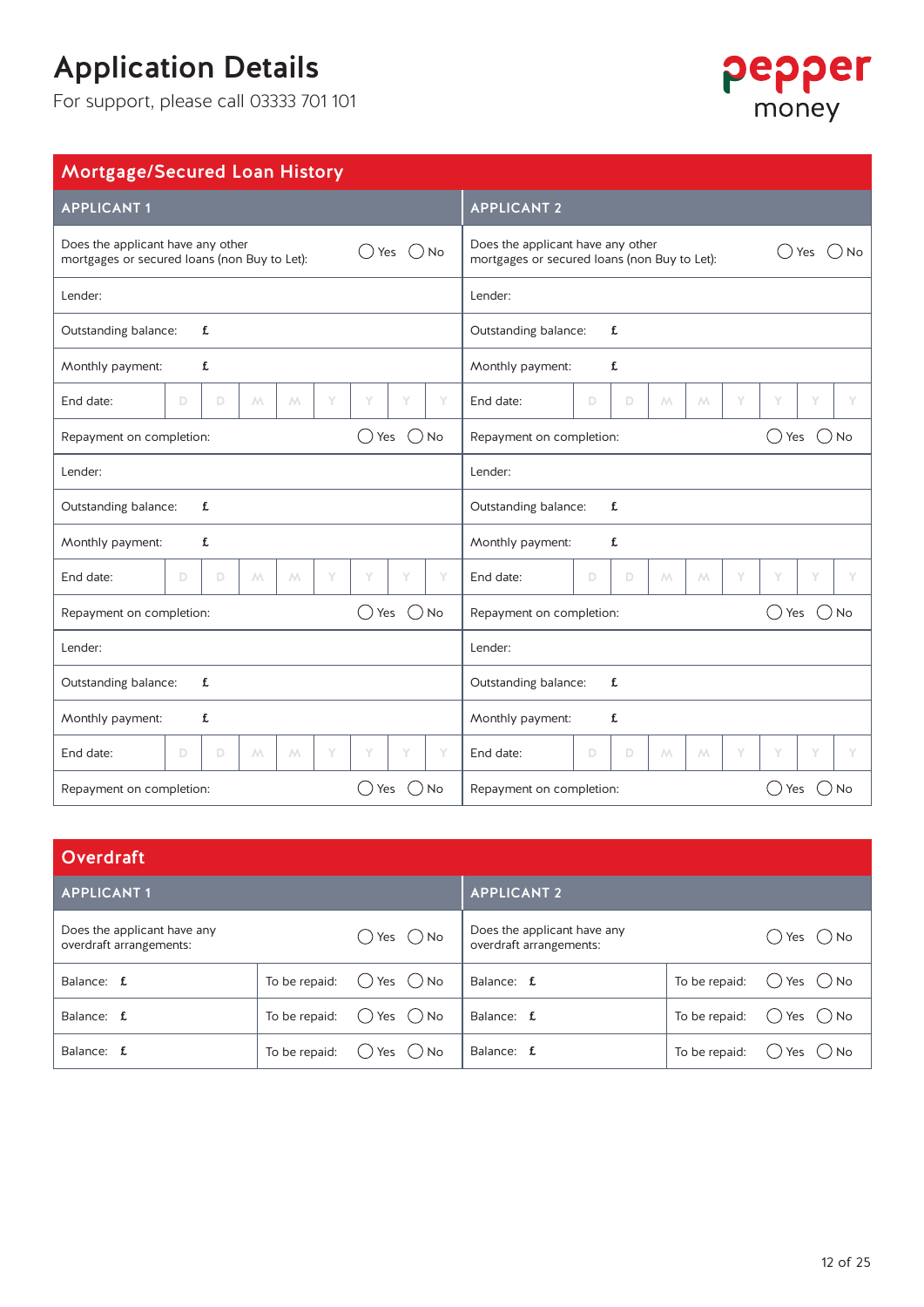# Application Details

For support, please call 03333 701 101

## Mortgage/Secured Loan History

| APPLICANT 1 | | APPLICANT 2 | |
|---|---|---|---|
| Does the applicant have any other mortgages or secured loans (non Buy to Let): | ◯ Yes ◯ No | Does the applicant have any other mortgages or secured loans (non Buy to Let): | ◯ Yes ◯ No |
| Lender: | | Lender: | |
| Outstanding balance: | £ | Outstanding balance: | £ |
| Monthly payment: | £ | Monthly payment: | £ |
| End date: | D D M M Y Y Y Y | End date: | D D M M Y Y Y Y |
| Repayment on completion: | ◯ Yes ◯ No | Repayment on completion: | ◯ Yes ◯ No |
| Lender: | | Lender: | |
| Outstanding balance: | £ | Outstanding balance: | £ |
| Monthly payment: | £ | Monthly payment: | £ |
| End date: | D D M M Y Y Y Y | End date: | D D M M Y Y Y Y |
| Repayment on completion: | ◯ Yes ◯ No | Repayment on completion: | ◯ Yes ◯ No |
| Lender: | | Lender: | |
| Outstanding balance: | £ | Outstanding balance: | £ |
| Monthly payment: | £ | Monthly payment: | £ |
| End date: | D D M M Y Y Y Y | End date: | D D M M Y Y Y Y |
| Repayment on completion: | ◯ Yes ◯ No | Repayment on completion: | ◯ Yes ◯ No |

## Overdraft

| APPLICANT 1 | | | APPLICANT 2 | | |
|---|---|---|---|---|---|
| Does the applicant have any overdraft arrangements: | | ◯ Yes ◯ No | Does the applicant have any overdraft arrangements: | | ◯ Yes ◯ No |
| Balance: £ | To be repaid: | ◯ Yes ◯ No | Balance: £ | To be repaid: | ◯ Yes ◯ No |
| Balance: £ | To be repaid: | ◯ Yes ◯ No | Balance: £ | To be repaid: | ◯ Yes ◯ No |
| Balance: £ | To be repaid: | ◯ Yes ◯ No | Balance: £ | To be repaid: | ◯ Yes ◯ No |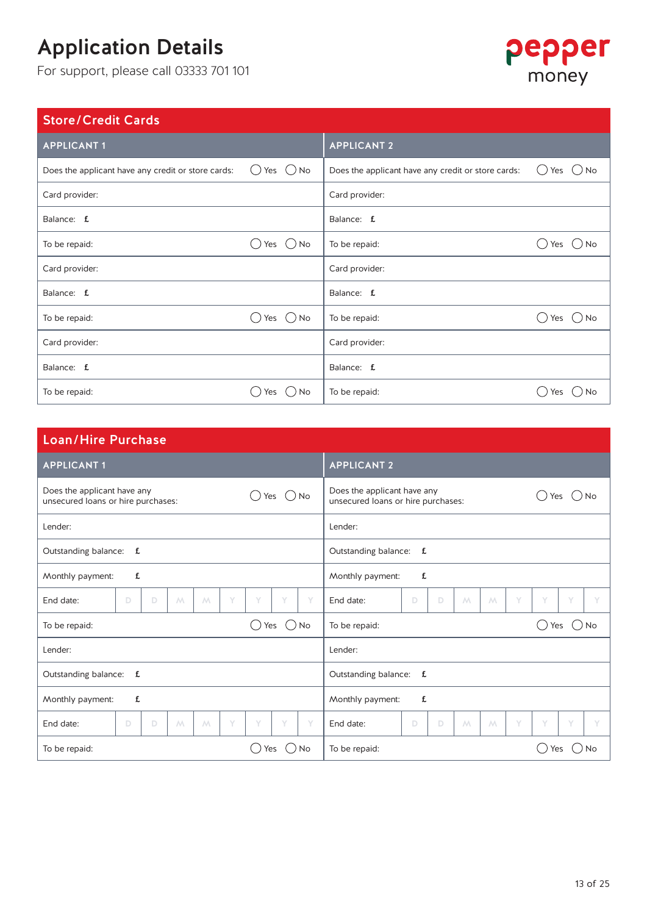# Application Details

For support, please call 03333 701 101

pepper money

## Store/Credit Cards

| APPLICANT 1 | APPLICANT 2 |
|---|---|
| Does the applicant have any credit or store cards: ◯ Yes ◯ No | Does the applicant have any credit or store cards: ◯ Yes ◯ No |
| Card provider: | Card provider: |
| Balance: £ | Balance: £ |
| To be repaid: ◯ Yes ◯ No | To be repaid: ◯ Yes ◯ No |
| Card provider: | Card provider: |
| Balance: £ | Balance: £ |
| To be repaid: ◯ Yes ◯ No | To be repaid: ◯ Yes ◯ No |
| Card provider: | Card provider: |
| Balance: £ | Balance: £ |
| To be repaid: ◯ Yes ◯ No | To be repaid: ◯ Yes ◯ No |

## Loan/Hire Purchase

| APPLICANT 1 | APPLICANT 2 |
|---|---|
| Does the applicant have any unsecured loans or hire purchases: ◯ Yes ◯ No | Does the applicant have any unsecured loans or hire purchases: ◯ Yes ◯ No |
| Lender: | Lender: |
| Outstanding balance: £ | Outstanding balance: £ |
| Monthly payment: £ | Monthly payment: £ |
| End date: D D M M Y Y Y Y | End date: D D M M Y Y Y Y |
| To be repaid: ◯ Yes ◯ No | To be repaid: ◯ Yes ◯ No |
| Lender: | Lender: |
| Outstanding balance: £ | Outstanding balance: £ |
| Monthly payment: £ | Monthly payment: £ |
| End date: D D M M Y Y Y Y | End date: D D M M Y Y Y Y |
| To be repaid: ◯ Yes ◯ No | To be repaid: ◯ Yes ◯ No |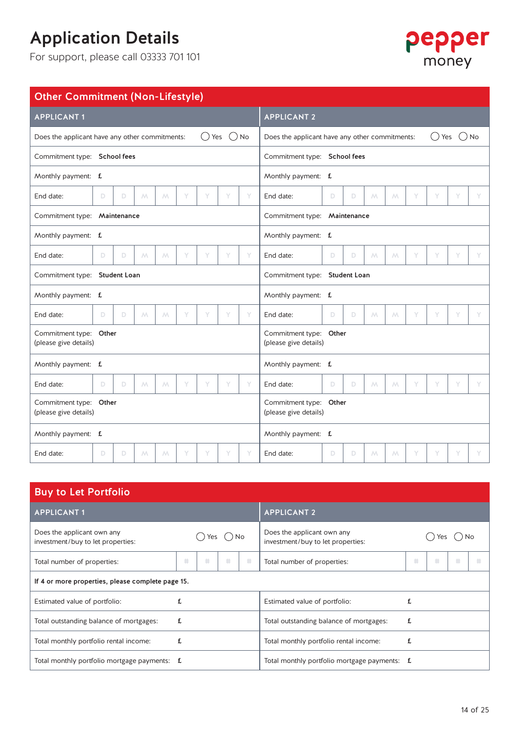# Application Details

For support, please call 03333 701 101

## Other Commitment (Non-Lifestyle)

| APPLICANT 1 | APPLICANT 2 |
|---|---|
| Does the applicant have any other commitments: ◯ Yes ◯ No | Does the applicant have any other commitments: ◯ Yes ◯ No |
| Commitment type: **School fees** | Commitment type: **School fees** |
| Monthly payment: £ | Monthly payment: £ |
| End date: D D M M Y Y Y Y | End date: D D M M Y Y Y Y |
| Commitment type: **Maintenance** | Commitment type: **Maintenance** |
| Monthly payment: £ | Monthly payment: £ |
| End date: D D M M Y Y Y Y | End date: D D M M Y Y Y Y |
| Commitment type: **Student Loan** | Commitment type: **Student Loan** |
| Monthly payment: £ | Monthly payment: £ |
| End date: D D M M Y Y Y Y | End date: D D M M Y Y Y Y |
| Commitment type: **Other** (please give details) | Commitment type: **Other** (please give details) |
| Monthly payment: £ | Monthly payment: £ |
| End date: D D M M Y Y Y Y | End date: D D M M Y Y Y Y |
| Commitment type: **Other** (please give details) | Commitment type: **Other** (please give details) |
| Monthly payment: £ | Monthly payment: £ |
| End date: D D M M Y Y Y Y | End date: D D M M Y Y Y Y |

## Buy to Let Portfolio

| APPLICANT 1 | APPLICANT 2 |
|---|---|
| Does the applicant own any investment/buy to let properties: ◯ Yes ◯ No | Does the applicant own any investment/buy to let properties: ◯ Yes ◯ No |
| Total number of properties: # # # # | Total number of properties: # # # # |
| **If 4 or more properties, please complete page 15.** | |
| Estimated value of portfolio: £ | Estimated value of portfolio: £ |
| Total outstanding balance of mortgages: £ | Total outstanding balance of mortgages: £ |
| Total monthly portfolio rental income: £ | Total monthly portfolio rental income: £ |
| Total monthly portfolio mortgage payments: £ | Total monthly portfolio mortgage payments: £ |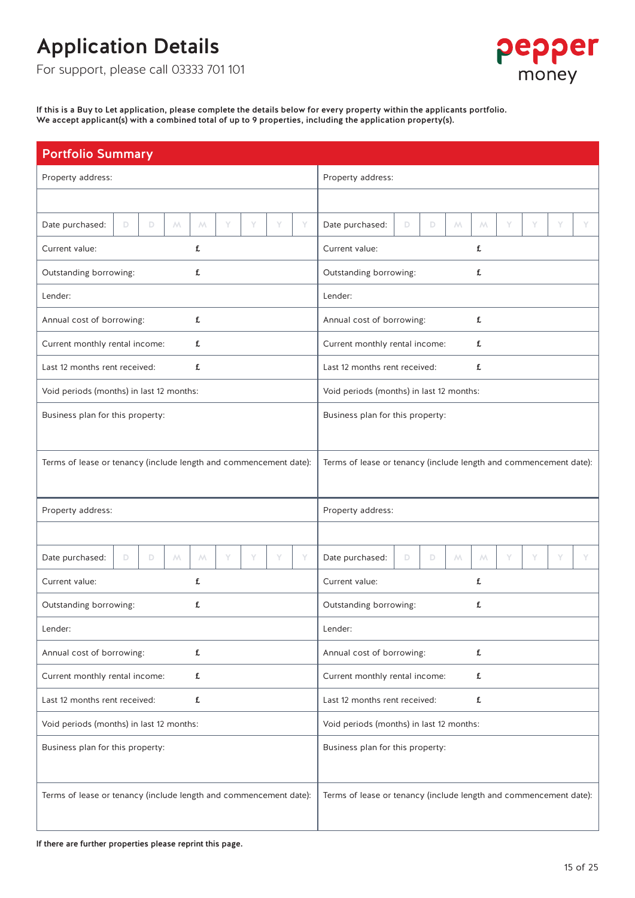# Application Details

For support, please call 03333 701 101

pepper money

**If this is a Buy to Let application, please complete the details below for every property within the applicants portfolio. We accept applicant(s) with a combined total of up to 9 properties, including the application property(s).**

## Portfolio Summary

| | |
|---|---|
| Property address: | Property address: |
| | |
| Date purchased: D D M M Y Y Y Y | Date purchased: D D M M Y Y Y Y |
| Current value: £ | Current value: £ |
| Outstanding borrowing: £ | Outstanding borrowing: £ |
| Lender: | Lender: |
| Annual cost of borrowing: £ | Annual cost of borrowing: £ |
| Current monthly rental income: £ | Current monthly rental income: £ |
| Last 12 months rent received: £ | Last 12 months rent received: £ |
| Void periods (months) in last 12 months: | Void periods (months) in last 12 months: |
| Business plan for this property: | Business plan for this property: |
| Terms of lease or tenancy (include length and commencement date): | Terms of lease or tenancy (include length and commencement date): |
| Property address: | Property address: |
| | |
| Date purchased: D D M M Y Y Y Y | Date purchased: D D M M Y Y Y Y |
| Current value: £ | Current value: £ |
| Outstanding borrowing: £ | Outstanding borrowing: £ |
| Lender: | Lender: |
| Annual cost of borrowing: £ | Annual cost of borrowing: £ |
| Current monthly rental income: £ | Current monthly rental income: £ |
| Last 12 months rent received: £ | Last 12 months rent received: £ |
| Void periods (months) in last 12 months: | Void periods (months) in last 12 months: |
| Business plan for this property: | Business plan for this property: |
| Terms of lease or tenancy (include length and commencement date): | Terms of lease or tenancy (include length and commencement date): |

**If there are further properties please reprint this page.**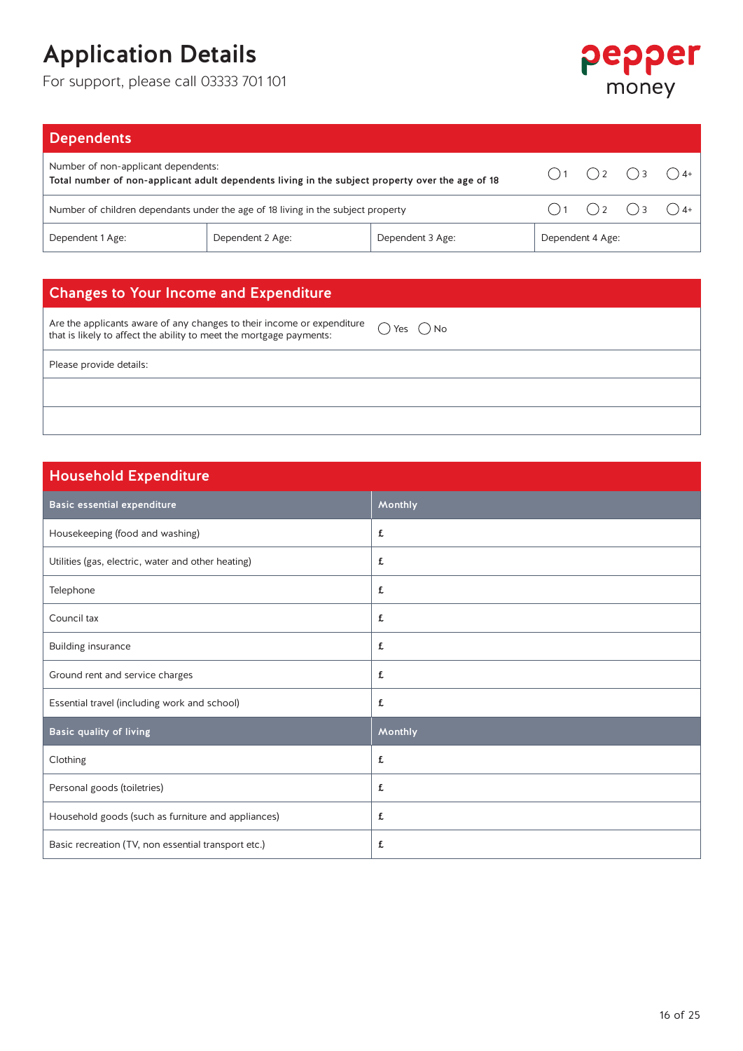# Application Details

For support, please call 03333 701 101

pepper money

## Dependents

| | |
|---|---|
| Number of non-applicant dependents:<br>**Total number of non-applicant adult dependents living in the subject property over the age of 18** | ◯ 1 ◯ 2 ◯ 3 ◯ 4+ |
| Number of children dependants under the age of 18 living in the subject property | ◯ 1 ◯ 2 ◯ 3 ◯ 4+ |

| Dependent 1 Age: | Dependent 2 Age: | Dependent 3 Age: | Dependent 4 Age: |
|---|---|---|---|

## Changes to Your Income and Expenditure

| | |
|---|---|
| Are the applicants aware of any changes to their income or expenditure that is likely to affect the ability to meet the mortgage payments: | ◯ Yes ◯ No |
| Please provide details: | |
| | |
| | |

## Household Expenditure

| Basic essential expenditure | Monthly |
|---|---|
| Housekeeping (food and washing) | £ |
| Utilities (gas, electric, water and other heating) | £ |
| Telephone | £ |
| Council tax | £ |
| Building insurance | £ |
| Ground rent and service charges | £ |
| Essential travel (including work and school) | £ |
| **Basic quality of living** | **Monthly** |
| Clothing | £ |
| Personal goods (toiletries) | £ |
| Household goods (such as furniture and appliances) | £ |
| Basic recreation (TV, non essential transport etc.) | £ |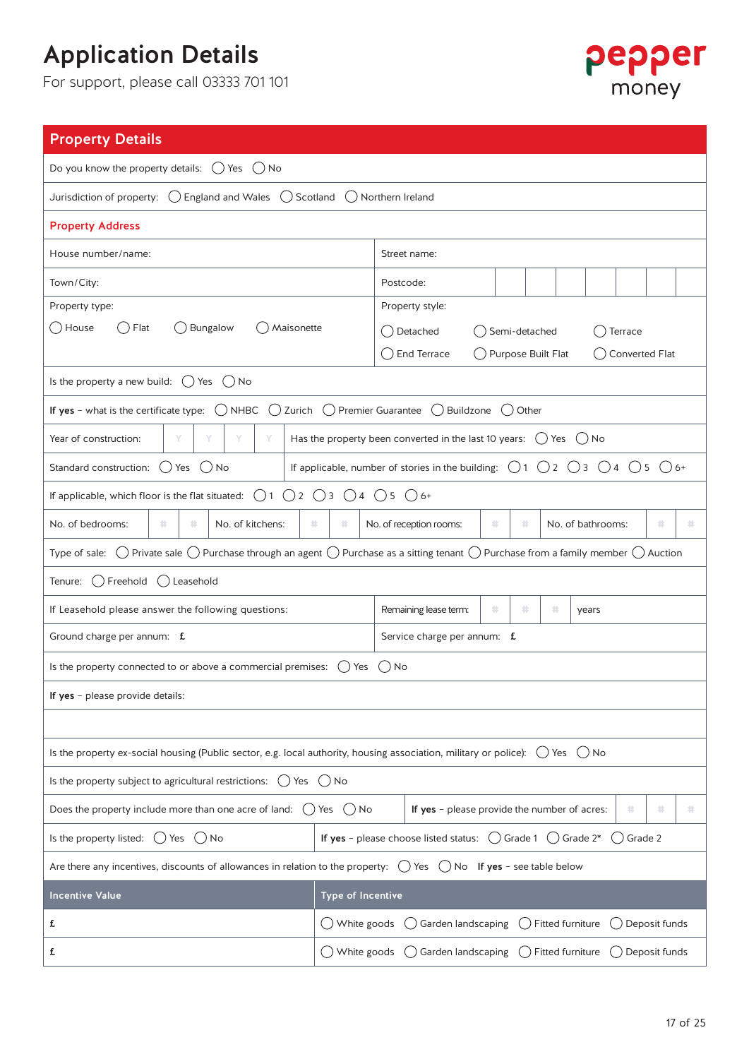# Application Details

For support, please call 03333 701 101

pepper money

## Property Details

Do you know the property details: ◯ Yes ◯ No

Jurisdiction of property: ◯ England and Wales ◯ Scotland ◯ Northern Ireland

### Property Address

| House number/name: | Street name: |
|---|---|
| Town/City: | Postcode: |
| Property type: ◯ House ◯ Flat ◯ Bungalow ◯ Maisonette | Property style: ◯ Detached ◯ Semi-detached ◯ Terrace ◯ End Terrace ◯ Purpose Built Flat ◯ Converted Flat |

Is the property a new build: ◯ Yes ◯ No

**If yes** – what is the certificate type: ◯ NHBC ◯ Zurich ◯ Premier Guarantee ◯ Buildzone ◯ Other

| Year of construction: Y Y Y Y | Has the property been converted in the last 10 years: ◯ Yes ◯ No |
|---|---|
| Standard construction: ◯ Yes ◯ No | If applicable, number of stories in the building: ◯ 1 ◯ 2 ◯ 3 ◯ 4 ◯ 5 ◯ 6+ |

If applicable, which floor is the flat situated: ◯ 1 ◯ 2 ◯ 3 ◯ 4 ◯ 5 ◯ 6+

| No. of bedrooms: # # | No. of kitchens: # # | No. of reception rooms: # # | No. of bathrooms: # # |
|---|---|---|---|

Type of sale: ◯ Private sale ◯ Purchase through an agent ◯ Purchase as a sitting tenant ◯ Purchase from a family member ◯ Auction

Tenure: ◯ Freehold ◯ Leasehold

| If Leasehold please answer the following questions: | Remaining lease term: # # # years |
|---|---|
| Ground charge per annum: £ | Service charge per annum: £ |

Is the property connected to or above a commercial premises: ◯ Yes ◯ No

**If yes** – please provide details:

Is the property ex-social housing (Public sector, e.g. local authority, housing association, military or police): ◯ Yes ◯ No

Is the property subject to agricultural restrictions: ◯ Yes ◯ No

| Does the property include more than one acre of land: ◯ Yes ◯ No | **If yes** – please provide the number of acres: # # # |
|---|---|
| Is the property listed: ◯ Yes ◯ No | **If yes** – please choose listed status: ◯ Grade 1 ◯ Grade 2* ◯ Grade 2 |

Are there any incentives, discounts of allowances in relation to the property: ◯ Yes ◯ No **If yes** – see table below

| Incentive Value | Type of Incentive |
|---|---|
| £ | ◯ White goods ◯ Garden landscaping ◯ Fitted furniture ◯ Deposit funds |
| £ | ◯ White goods ◯ Garden landscaping ◯ Fitted furniture ◯ Deposit funds |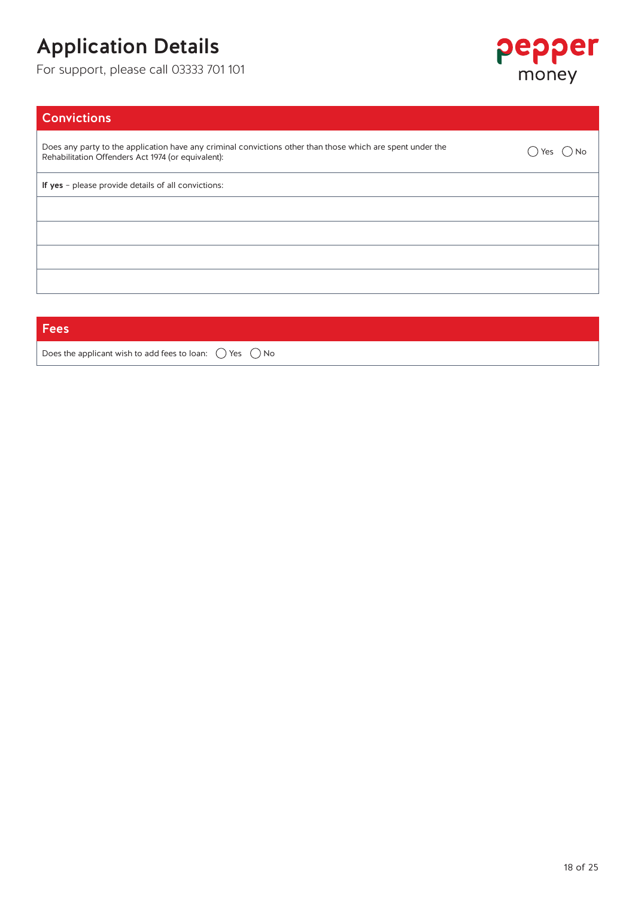# Application Details

For support, please call 03333 701 101

## Convictions

| | |
|---|---|
| Does any party to the application have any criminal convictions other than those which are spent under the Rehabilitation Offenders Act 1974 (or equivalent): | ◯ Yes ◯ No |
| **If yes** – please provide details of all convictions: | |
| | |
| | |
| | |
| | |

## Fees

Does the applicant wish to add fees to loan: ◯ Yes ◯ No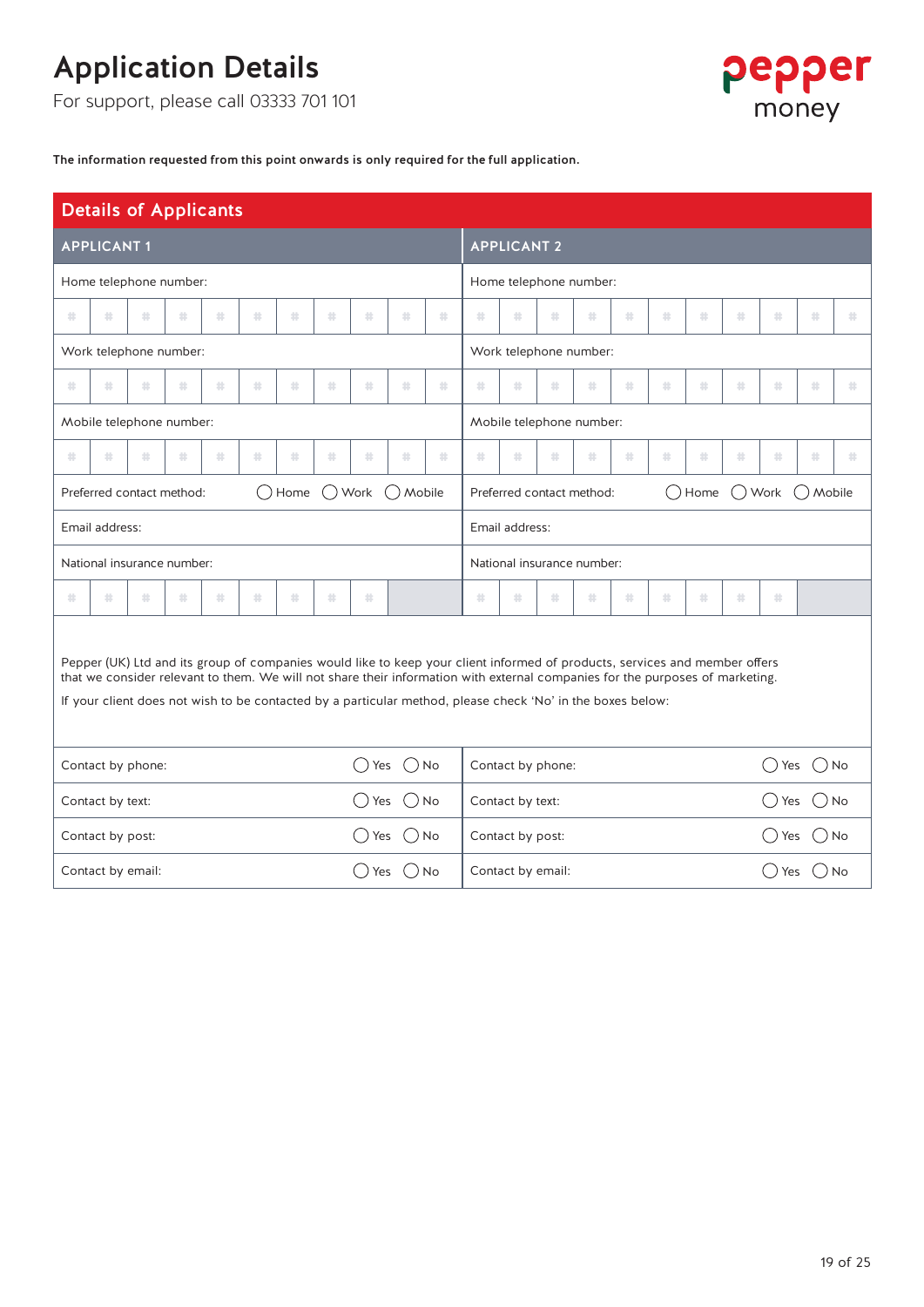# Application Details

For support, please call 03333 701 101

**The information requested from this point onwards is only required for the full application.**

## Details of Applicants

| APPLICANT 1 | APPLICANT 2 |
|---|---|
| Home telephone number: | Home telephone number: |
| Work telephone number: | Work telephone number: |
| Mobile telephone number: | Mobile telephone number: |
| Preferred contact method: ◯ Home ◯ Work ◯ Mobile | Preferred contact method: ◯ Home ◯ Work ◯ Mobile |
| Email address: | Email address: |
| National insurance number: | National insurance number: |

Pepper (UK) Ltd and its group of companies would like to keep your client informed of products, services and member offers that we consider relevant to them. We will not share their information with external companies for the purposes of marketing.

If your client does not wish to be contacted by a particular method, please check 'No' in the boxes below:

| APPLICANT 1 | | APPLICANT 2 | |
|---|---|---|---|
| Contact by phone: | ◯ Yes ◯ No | Contact by phone: | ◯ Yes ◯ No |
| Contact by text: | ◯ Yes ◯ No | Contact by text: | ◯ Yes ◯ No |
| Contact by post: | ◯ Yes ◯ No | Contact by post: | ◯ Yes ◯ No |
| Contact by email: | ◯ Yes ◯ No | Contact by email: | ◯ Yes ◯ No |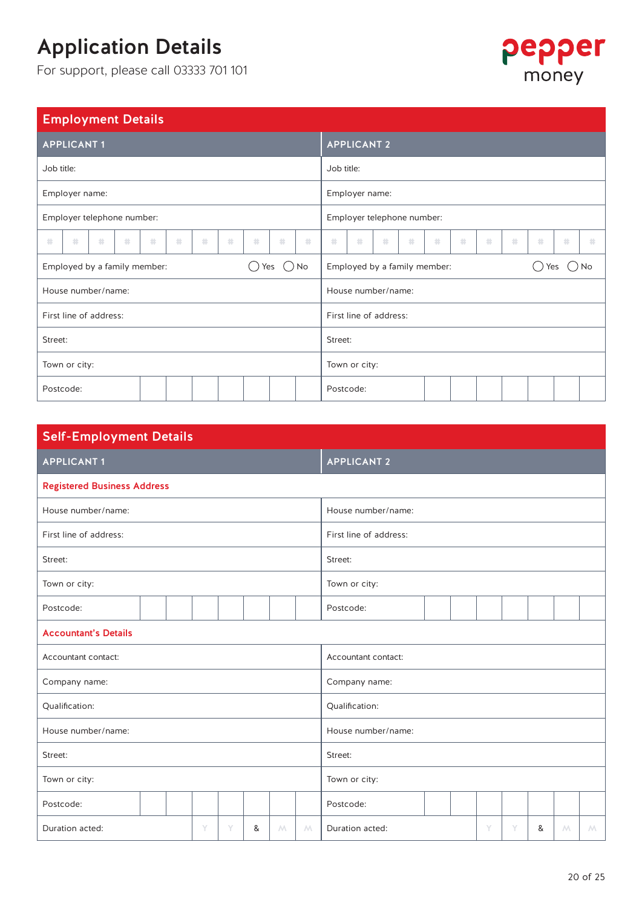# Application Details

For support, please call 03333 701 101

pepper money

## Employment Details

| APPLICANT 1 | APPLICANT 2 |
|---|---|
| Job title: | Job title: |
| Employer name: | Employer name: |
| Employer telephone number: | Employer telephone number: |
| # # # # # # # # # # # | # # # # # # # # # # # |
| Employed by a family member: ◯ Yes ◯ No | Employed by a family member: ◯ Yes ◯ No |
| House number/name: | House number/name: |
| First line of address: | First line of address: |
| Street: | Street: |
| Town or city: | Town or city: |
| Postcode: | Postcode: |

## Self-Employment Details

| APPLICANT 1 | APPLICANT 2 |
|---|---|
| **Registered Business Address** | |
| House number/name: | House number/name: |
| First line of address: | First line of address: |
| Street: | Street: |
| Town or city: | Town or city: |
| Postcode: | Postcode: |
| **Accountant's Details** | |
| Accountant contact: | Accountant contact: |
| Company name: | Company name: |
| Qualification: | Qualification: |
| House number/name: | House number/name: |
| Street: | Street: |
| Town or city: | Town or city: |
| Postcode: | Postcode: |
| Duration acted: Y Y & M M | Duration acted: Y Y & M M |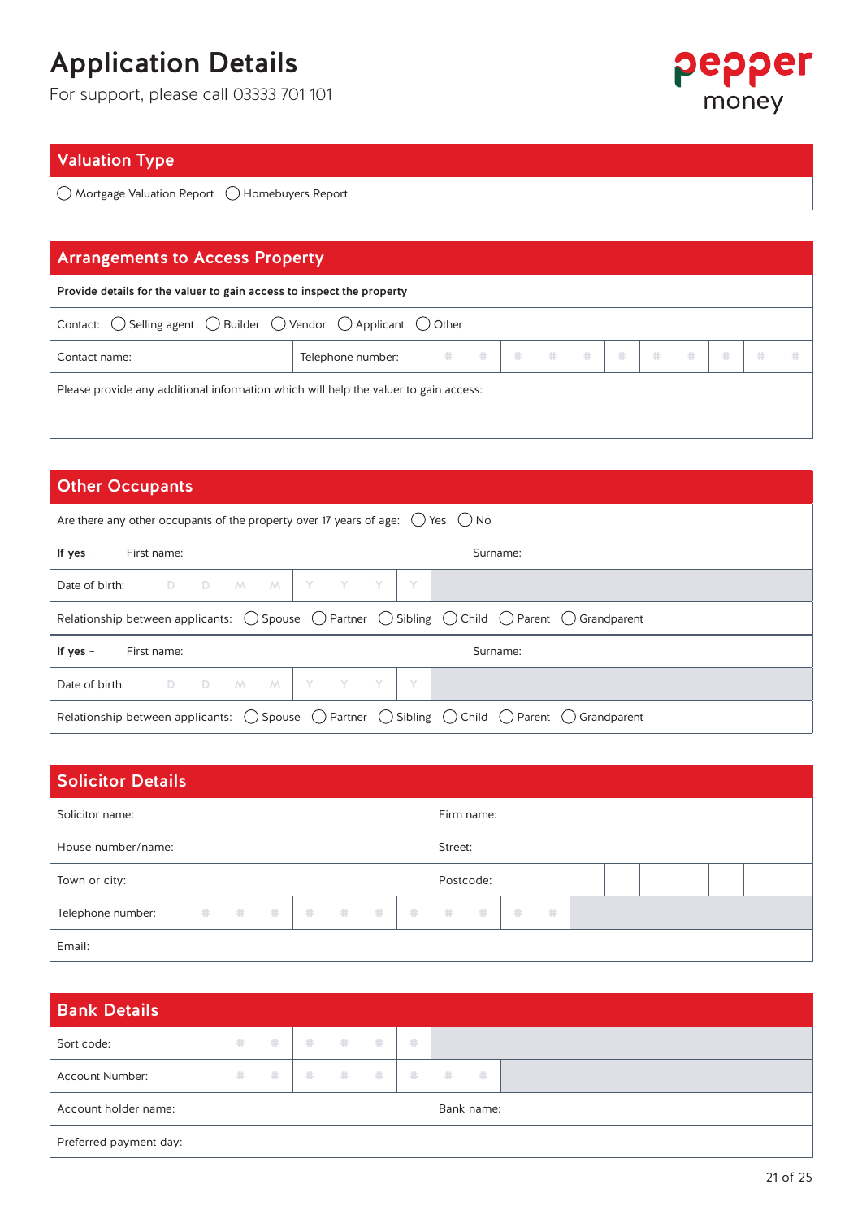# Application Details

For support, please call 03333 701 101

pepper money

## Valuation Type

◯ Mortgage Valuation Report ◯ Homebuyers Report

## Arrangements to Access Property

**Provide details for the valuer to gain access to inspect the property**

Contact: ◯ Selling agent ◯ Builder ◯ Vendor ◯ Applicant ◯ Other

| Contact name: | Telephone number: | # | # | # | # | # | # | # | # | # | # | # |
|---|---|---|---|---|---|---|---|---|---|---|---|---|

Please provide any additional information which will help the valuer to gain access:

## Other Occupants

Are there any other occupants of the property over 17 years of age: ◯ Yes ◯ No

| **If yes** – | First name: | Surname: |
|---|---|---|
| Date of birth: | D D M M Y Y Y Y | |

Relationship between applicants: ◯ Spouse ◯ Partner ◯ Sibling ◯ Child ◯ Parent ◯ Grandparent

| **If yes** – | First name: | Surname: |
|---|---|---|
| Date of birth: | D D M M Y Y Y Y | |

Relationship between applicants: ◯ Spouse ◯ Partner ◯ Sibling ◯ Child ◯ Parent ◯ Grandparent

## Solicitor Details

| Solicitor name: | Firm name: |
|---|---|
| House number/name: | Street: |
| Town or city: | Postcode: |
| Telephone number: # # # # # # # # # # # | |
| Email: | |

## Bank Details

| Sort code: | # | # | # | # | # | # | | |
|---|---|---|---|---|---|---|---|---|
| Account Number: | # | # | # | # | # | # | # | # |

| Account holder name: | Bank name: |
|---|---|
| Preferred payment day: | |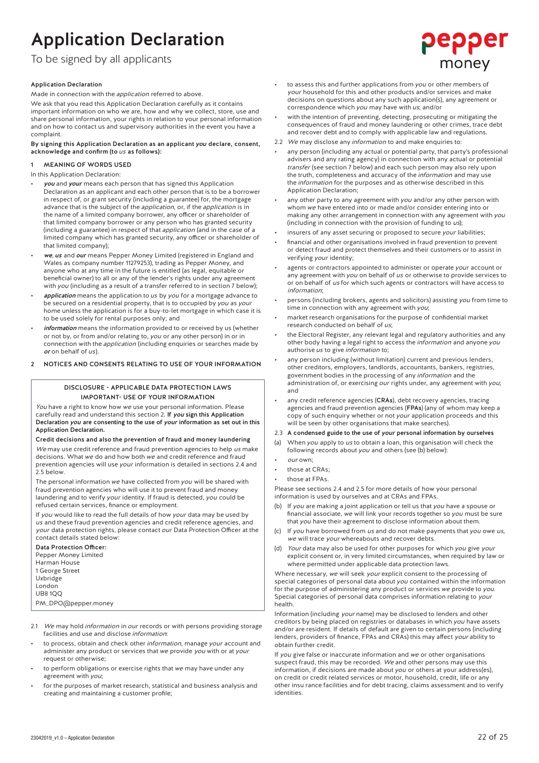# Application Declaration

To be signed by all applicants

**Application Declaration**

Made in connection with the *application* referred to above.

We ask that you read this Application Declaration carefully as it contains important information on who we are, how and why we collect, store, use and share personal information, your rights in relation to your personal information and on how to contact us and supervisory authorities in the event you have a complaint.

**By signing this Application Declaration as an applicant *you* declare, consent, acknowledge and confirm (to *us* as follows):**

## 1 MEANING OF WORDS USED

In this Application Declaration:

- ***you*** and ***your*** means each person that has signed this Application Declaration as an applicant and each other person that is to be a borrower in respect of, or grant security (including a guarantee) for, the mortgage advance that is the subject of the *application*, or, if the *application* is in the name of a limited company borrower, any officer or shareholder of that limited company borrower or any person who has granted security (including a guarantee) in respect of that *application* (and in the case of a limited company which has granted security, any officer or shareholder of that limited company);
- ***we***, ***us*** and ***our*** means Pepper Money Limited (registered in England and Wales as company number 11279253), trading as Pepper Money, and anyone who at any time in the future is entitled (as legal, equitable or beneficial owner) to all or any of the lender's rights under any agreement with *you* (including as a result of a transfer referred to in section 7 below);
- ***application*** means the application to *us* by *you* for a mortgage advance to be secured on a residential property, that is to occupied by *you* as *your* home unless the application is for a buy-to-let mortgage in which case it is to be used solely for rental purposes only; and
- ***information*** means the information provided to or received by us (whether or not by, or from and/or relating to, *you* or any other person) in or in connection with the *application* (including enquiries or searches made by ***or*** on behalf of *us*).

## 2 NOTICES AND CONSENTS RELATING TO USE OF YOUR INFORMATION

**DISCLOSURE - APPLICABLE DATA PROTECTION LAWS**
**IMPORTANT- USE OF YOUR INFORMATION**

*You* have a right to know how *we* use your personal information. Please carefully read and understand this section 2. **If *you* sign this Application Declaration *you* are consenting to the use of *your* information as set out in this Application Declaration.**

**Credit decisions and also the prevention of fraud and money laundering**

*We* may use credit reference and fraud prevention agencies to help *us* make decisions. What *we* do and how both *we* and credit reference and fraud prevention agencies will use *your* information is detailed in sections 2.4 and 2.5 below.

The personal information *we* have collected from *you* will be shared with fraud prevention agencies who will use it to prevent fraud and money laundering and to verify *your* identity. If fraud is detected, *you* could be refused certain services, finance or employment.

If *you* would like to read the full details of how *your* data may be used by *us* and these fraud prevention agencies and credit reference agencies, and *your* data protection rights, please contact *our* Data Protection Officer at the contact details stated below:

**Data Protection Officer:**
Pepper Money Limited
Harman House
1 George Street
Uxbridge
London
UB8 1QQ
PM_DPO@pepper.money

2.1 *We* may hold *information* in *our* records or with persons providing storage facilities and use and disclose *information*:

- to process, obtain and check other *information*, manage *your* account and administer any product or services that *we* provide *you* with or at *your* request or otherwise;
- to perform obligations or exercise rights that *we* may have under any agreement with *you*;
- for the purposes of market research, statistical and business analysis and creating and maintaining a customer profile;
- to assess this and further applications from *you* or other members of *your* household for this and other products and/or services and make decisions on questions about any such application(s), any agreement or correspondence which *you* may have with *us*; and/or
- with the intention of preventing, detecting, prosecuting or mitigating the consequences of fraud and money laundering or other crimes, trace debt and recover debt and to comply with applicable law and regulations.

2.2 *We* may disclose any *information* to and make enquiries to:

- any person (including any actual or potential party, that party's professional advisers and any rating agency) in connection with any actual or potential *transfer* (see section 7 below) and each such person may also rely upon the truth, completeness and accuracy of the *information* and may use the *information* for the purposes and as otherwise described in this Application Declaration;
- any other party to any agreement with *you* and/or any other person with whom *we* have entered into or made and/or consider entering into or making any other arrangement in connection with any agreement with *you* (including in connection with the provision of funding to *us*);
- insurers of any asset securing or proposed to secure *your* liabilities;
- financial and other organisations involved in fraud prevention to prevent or detect fraud and protect themselves and their customers or to assist in verifying *your* identity;
- agents or contractors appointed to administer or operate *your* account or any agreement with *you* on behalf of *us* or otherwise to provide services to or on behalf of *us* for which such agents or contractors will have access to *information*;
- persons (including brokers, agents and solicitors) assisting *you* from time to time in connection with any agreement with *you*;
- market research organisations for the purpose of confidential market research conducted on behalf of *us*;
- the Electoral Register, any relevant legal and regulatory authorities and any other body having a legal right to access the *information* and anyone *you* authorise *us* to give *information* to;
- any person including (without limitation) current and previous lenders, other creditors, employers, landlords, accountants, bankers, registries, government bodies in the processing of any *information* and the administration of, or exercising *our* rights under, any agreement with *you*; and
- any credit reference agencies (**CRAs**), debt recovery agencies, tracing agencies and fraud prevention agencies (**FPAs**) (any of whom may keep a copy of such enquiry whether or not *your* application proceeds and this will be seen by other organisations that make searches).

2.3 **A condensed guide to the use of *your* personal information by ourselves**

(a) When *you* apply to *us* to obtain a loan, this organisation will check the following records about *you* and others (see (b) below):

- *our* own;
- those at CRAs;
- those at FPAs.

Please see sections 2.4 and 2.5 for more details of how your personal information is used by ourselves and at CRAs and FPAs.

(b) If *you* are making a joint application or tell us that *you* have a spouse or financial associate, *we* will link your records together so *you* must be sure that *you* have their agreement to disclose information about them.

(c) If *you* have borrowed from *us* and do not make payments that *you* owe *us*, *we* will trace *your* whereabouts and recover debts.

(d) *Your* data may also be used for other purposes for which *you* give *your* explicit consent or, in very limited circumstances, when required by law or where permitted under applicable data protection laws.

Where necessary, *we* will seek *your* explicit consent to the processing of special categories of personal data about *you* contained within the information for the purpose of administering any product or services *we* provide to *you*. Special categories of personal data comprises information relating to *your* health.

Information (including *your* name) may be disclosed to lenders and other creditors by being placed on registries or databases in which *you* have assets and/or are resident. If details of default are given to certain persons (including lenders, providers of finance, FPAs and CRAs) this may affect *your* ability to obtain further credit.

If *you* give false or inaccurate information and *we* or other organisations suspect fraud, this may be recorded. *We* and other persons may use this information, if decisions are made about *you* or others at your address(es), on credit or credit related services or motor, household, credit, life or any other insu rance facilities and for debt tracing, claims assessment and to verify identities.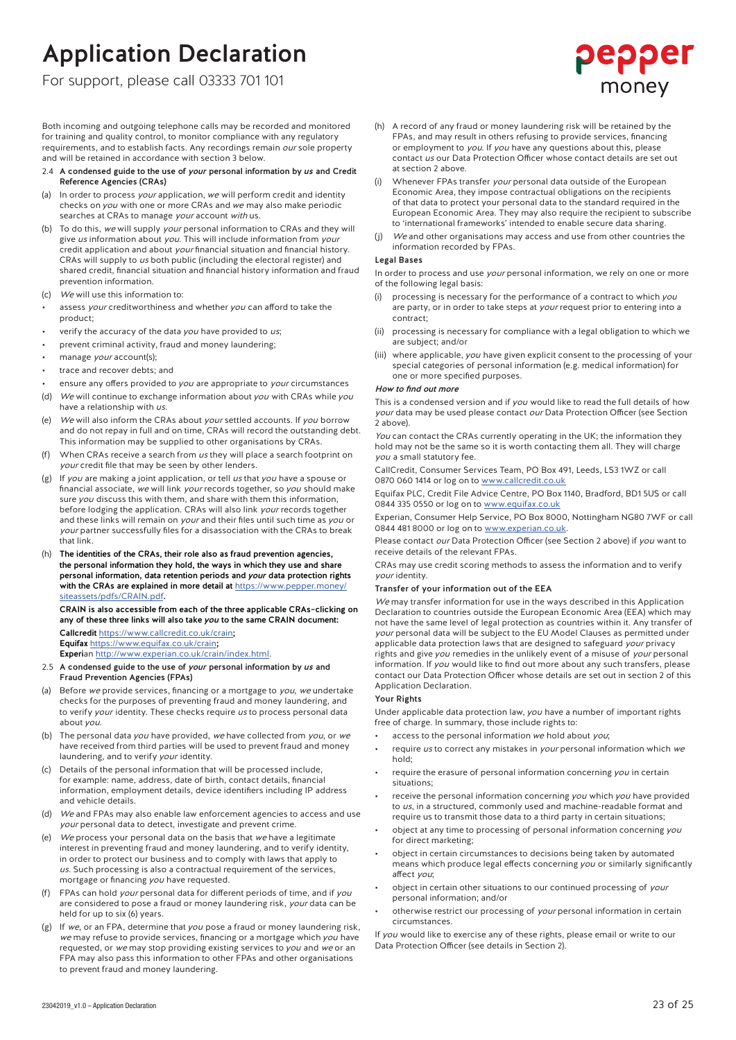# Application Declaration

For support, please call 03333 701 101

Both incoming and outgoing telephone calls may be recorded and monitored for training and quality control, to monitor compliance with any regulatory requirements, and to establish facts. Any recordings remain *our* sole property and will be retained in accordance with section 3 below.

**2.4 A condensed guide to the use of *your* personal information by *us* and Credit Reference Agencies (CRAs)**

(a) In order to process *your* application, *we* will perform credit and identity checks on *you* with one or more CRAs and *we* may also make periodic searches at CRAs to manage *your* account *with* us.

(b) To do this, *we* will supply *your* personal information to CRAs and they will give *us* information about *you*. This will include information from *your* credit application and about *your* financial situation and financial history. CRAs will supply to *us* both public (including the electoral register) and shared credit, financial situation and financial history information and fraud prevention information.

(c) *We* will use this information to:

- assess *your* creditworthiness and whether *you* can afford to take the product;
- verify the accuracy of the data *you* have provided to *us*;
- prevent criminal activity, fraud and money laundering;
- manage *your* account(s);
- trace and recover debts; and
- ensure any offers provided to *you* are appropriate to *your* circumstances

(d) *We* will continue to exchange information about *you* with CRAs while *you* have a relationship with *us*.

(e) *We* will also inform the CRAs about *your* settled accounts. If *you* borrow and do not repay in full and on time, CRAs will record the outstanding debt. This information may be supplied to other organisations by CRAs.

(f) When CRAs receive a search from *us* they will place a search footprint on *your* credit file that may be seen by other lenders.

(g) If *you* are making a joint application, or tell *us* that *you* have a spouse or financial associate, *we* will link *your* records together, so *you* should make sure *you* discuss this with them, and share with them this information, before lodging the application. CRAs will also link *your* records together and these links will remain on *your* and their files until such time as *you* or *your* partner successfully files for a disassociation with the CRAs to break that link.

(h) **The identities of the CRAs, their role also as fraud prevention agencies, the personal information they hold, the ways in which they use and share personal information, data retention periods and *your* data protection rights with the CRAs are explained in more detail at** https://www.pepper.money/siteassets/pdfs/CRAIN.pdf**.**

**CRAIN is also accessible from each of the three applicable CRAs–clicking on any of these three links will also take *you* to the same CRAIN document:**

**Callcredit** https://www.callcredit.co.uk/crain**;**
**Equifax** https://www.equifax.co.uk/crain**;**
**Experi**an http://www.experian.co.uk/crain/index.html.

**2.5 A condensed guide to the use of *your* personal information by *us* and Fraud Prevention Agencies (FPAs)**

(a) Before *we* provide services, financing or a mortgage to *you*, *we* undertake checks for the purposes of preventing fraud and money laundering, and to verify *your* identity. These checks require *us* to process personal data about *you*.

(b) The personal data *you* have provided, *we* have collected from *you*, or *we* have received from third parties will be used to prevent fraud and money laundering, and to verify *your* identity.

(c) Details of the personal information that will be processed include, for example: name, address, date of birth, contact details, financial information, employment details, device identifiers including IP address and vehicle details.

(d) *We* and FPAs may also enable law enforcement agencies to access and use *your* personal data to detect, investigate and prevent crime.

(e) *We* process your personal data on the basis that *we* have a legitimate interest in preventing fraud and money laundering, and to verify identity, in order to protect our business and to comply with laws that apply to *us*. Such processing is also a contractual requirement of the services, mortgage or financing *you* have requested.

(f) FPAs can hold *your* personal data for different periods of time, and if *you* are considered to pose a fraud or money laundering risk, *your* data can be held for up to six (6) years.

(g) If *we*, or an FPA, determine that *you* pose a fraud or money laundering risk, *we* may refuse to provide services, financing or a mortgage which *you* have requested, or *we* may stop providing existing services to *you* and *we* or an FPA may also pass this information to other FPAs and other organisations to prevent fraud and money laundering.

(h) A record of any fraud or money laundering risk will be retained by the FPAs, and may result in others refusing to provide services, financing or employment to *you*. If *you* have any questions about this, please contact *us* our Data Protection Officer whose contact details are set out at section 2 above.

(i) Whenever FPAs transfer *your* personal data outside of the European Economic Area, they impose contractual obligations on the recipients of that data to protect your personal data to the standard required in the European Economic Area. They may also require the recipient to subscribe to 'international frameworks' intended to enable secure data sharing.

(j) *We* and other organisations may access and use from other countries the information recorded by FPAs.

**Legal Bases**

In order to process and use *your* personal information, we rely on one or more of the following legal basis:

(i) processing is necessary for the performance of a contract to which *you* are party, or in order to take steps at *your* request prior to entering into a contract;

(ii) processing is necessary for compliance with a legal obligation to which we are subject; and/or

(iii) where applicable, *you* have given explicit consent to the processing of your special categories of personal information (e.g. medical information) for one or more specified purposes.

***How to find out more***

This is a condensed version and if *you* would like to read the full details of how *your* data may be used please contact *our* Data Protection Officer (see Section 2 above).

*You* can contact the CRAs currently operating in the UK; the information they hold may not be the same so it is worth contacting them all. They will charge *you* a small statutory fee.

CallCredit, Consumer Services Team, PO Box 491, Leeds, LS3 1WZ or call 0870 060 1414 or log on to www.callcredit.co.uk

Equifax PLC, Credit File Advice Centre, PO Box 1140, Bradford, BD1 5US or call 0844 335 0550 or log on to www.equifax.co.uk

Experian, Consumer Help Service, PO Box 8000, Nottingham NG80 7WF or call 0844 481 8000 or log on to www.experian.co.uk.

Please contact *our* Data Protection Officer (see Section 2 above) if *you* want to receive details of the relevant FPAs.

CRAs may use credit scoring methods to assess the information and to verify *your* identity.

**Transfer of your information out of the EEA**

*We* may transfer information for use in the ways described in this Application Declaration to countries outside the European Economic Area (EEA) which may not have the same level of legal protection as countries within it. Any transfer of *your* personal data will be subject to the EU Model Clauses as permitted under applicable data protection laws that are designed to safeguard *your* privacy rights and give *you* remedies in the unlikely event of a misuse of *your* personal information. If *you* would like to find out more about any such transfers, please contact our Data Protection Officer whose details are set out in section 2 of this Application Declaration.

**Your Rights**

Under applicable data protection law, *you* have a number of important rights free of charge. In summary, those include rights to:

- access to the personal information *we* hold about *you*;
- require *us* to correct any mistakes in *your* personal information which *we* hold;
- require the erasure of personal information concerning *you* in certain situations;
- receive the personal information concerning *you* which *you* have provided to *us*, in a structured, commonly used and machine-readable format and require us to transmit those data to a third party in certain situations;
- object at any time to processing of personal information concerning *you* for direct marketing;
- object in certain circumstances to decisions being taken by automated means which produce legal effects concerning *you* or similarly significantly affect *you*;
- object in certain other situations to our continued processing of *your* personal information; and/or
- otherwise restrict our processing of *your* personal information in certain circumstances.

If *you* would like to exercise any of these rights, please email or write to our Data Protection Officer (see details in Section 2).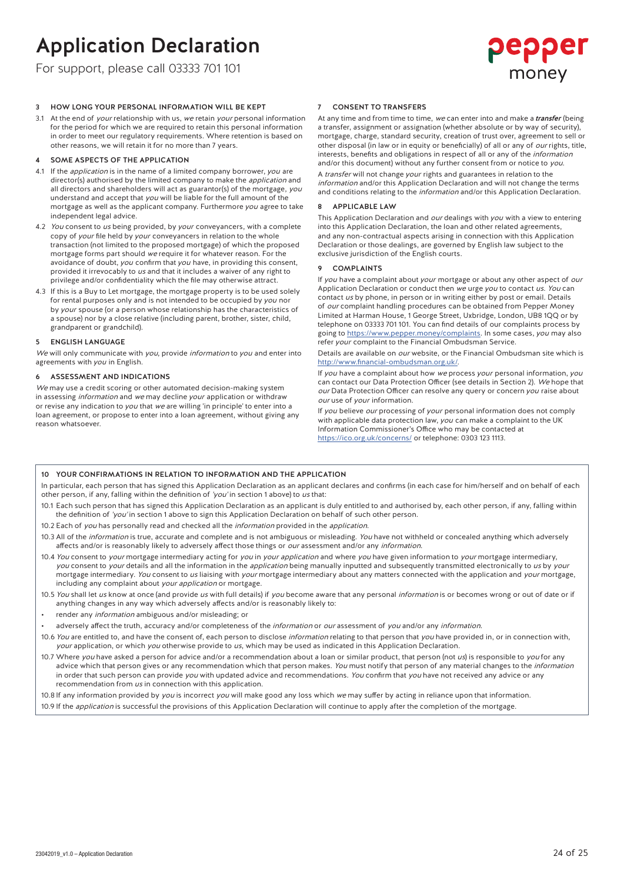# Application Declaration

For support, please call 03333 701 101

### 3 HOW LONG YOUR PERSONAL INFORMATION WILL BE KEPT

3.1 At the end of *your* relationship with us, *we* retain *your* personal information for the period for which we are required to retain this personal information in order to meet our regulatory requirements. Where retention is based on other reasons, we will retain it for no more than 7 years.

### 4 SOME ASPECTS OF THE APPLICATION

4.1 If the *application* is in the name of a limited company borrower, *you* are director(s) authorised by the limited company to make the *application* and all directors and shareholders will act as guarantor(s) of the mortgage, *you* understand and accept that *you* will be liable for the full amount of the mortgage as well as the applicant company. Furthermore *you* agree to take independent legal advice.

4.2 *You* consent to *us* being provided, by *your* conveyancers, with a complete copy of *your* file held by *your* conveyancers in relation to the whole transaction (not limited to the proposed mortgage) of which the proposed mortgage forms part should *we* require it for whatever reason. For the avoidance of doubt, *you* confirm that *you* have, in providing this consent, provided it irrevocably to *us* and that it includes a waiver of any right to privilege and/or confidentiality which the file may otherwise attract.

4.3 If this is a Buy to Let mortgage, the mortgage property is to be used solely for rental purposes only and is not intended to be occupied by *you* nor by *your* spouse (or a person whose relationship has the characteristics of a spouse) nor by a close relative (including parent, brother, sister, child, grandparent or grandchild).

### 5 ENGLISH LANGUAGE

*We* will only communicate with *you*, provide *information* to *you* and enter into agreements with *you* in English.

### 6 ASSESSMENT AND INDICATIONS

*We* may use a credit scoring or other automated decision-making system in assessing *information* and *we* may decline *your* application or withdraw or revise any indication to *you* that *we* are willing 'in principle' to enter into a loan agreement, or propose to enter into a loan agreement, without giving any reason whatsoever.

### 7 CONSENT TO TRANSFERS

At any time and from time to time, *we* can enter into and make a ***transfer*** (being a transfer, assignment or assignation (whether absolute or by way of security), mortgage, charge, standard security, creation of trust over, agreement to sell or other disposal (in law or in equity or beneficially) of all or any of *our* rights, title, interests, benefits and obligations in respect of all or any of the *information* and/or this document) without any further consent from or notice to *you*.

A *transfer* will not change *your* rights and guarantees in relation to the *information* and/or this Application Declaration and will not change the terms and conditions relating to the *information* and/or this Application Declaration.

### 8 APPLICABLE LAW

This Application Declaration and *our* dealings with *you* with a view to entering into this Application Declaration, the loan and other related agreements, and any non-contractual aspects arising in connection with this Application Declaration or those dealings, are governed by English law subject to the exclusive jurisdiction of the English courts.

### 9 COMPLAINTS

If *you* have a complaint about *your* mortgage or about any other aspect of *our* Application Declaration or conduct then *we* urge *you* to contact *us*. *You* can contact *us* by phone, in person or in writing either by post or email. Details of *our* complaint handling procedures can be obtained from Pepper Money Limited at Harman House, 1 George Street, Uxbridge, London, UB8 1QQ or by telephone on 03333 701 101. You can find details of our complaints process by going to https://www.pepper.money/complaints. In some cases, *you* may also refer *your* complaint to the Financial Ombudsman Service.

Details are available on *our* website, or the Financial Ombudsman site which is http://www.financial-ombudsman.org.uk/.

If *you* have a complaint about how *we* process *your* personal information, *you* can contact our Data Protection Officer (see details in Section 2). *We* hope that *our* Data Protection Officer can resolve any query or concern *you* raise about *our* use of *your* information.

If *you* believe *our* processing of *your* personal information does not comply with applicable data protection law, *you* can make a complaint to the UK Information Commissioner's Office who may be contacted at https://ico.org.uk/concerns/ or telephone: 0303 123 1113.

### 10 YOUR CONFIRMATIONS IN RELATION TO INFORMATION AND THE APPLICATION

In particular, each person that has signed this Application Declaration as an applicant declares and confirms (in each case for him/herself and on behalf of each other person, if any, falling within the definition of *'you'* in section 1 above) to *us* that:

10.1 Each such person that has signed this Application Declaration as an applicant is duly entitled to and authorised by, each other person, if any, falling within the definition of *'you'* in section 1 above to sign this Application Declaration on behalf of such other person.

10.2 Each of *you* has personally read and checked all the *information* provided in the *application*.

10.3 All of the *information* is true, accurate and complete and is not ambiguous or misleading. *You* have not withheld or concealed anything which adversely affects and/or is reasonably likely to adversely affect those things or *our* assessment and/or any *information*.

10.4 *You* consent to *your* mortgage intermediary acting for *you* in *your application* and where *you* have given information to *your* mortgage intermediary, *you* consent to *your* details and all the information in the *application* being manually inputted and subsequently transmitted electronically to *us* by *your* mortgage intermediary. *You* consent to *us* liaising with *your* mortgage intermediary about any matters connected with the application and *your* mortgage, including any complaint about *your application* or mortgage.

10.5 *You* shall let *us* know at once (and provide *us* with full details) if *you* become aware that any personal *information* is or becomes wrong or out of date or if anything changes in any way which adversely affects and/or is reasonably likely to:

- render any *information* ambiguous and/or misleading; or
- adversely affect the truth, accuracy and/or completeness of the *information* or *our* assessment of *you* and/or any *information*.

10.6 *You* are entitled to, and have the consent of, each person to disclose *information* relating to that person that *you* have provided in, or in connection with, *your* application, or which *you* otherwise provide to *us*, which may be used as indicated in this Application Declaration.

10.7 Where *you* have asked a person for advice and/or a recommendation about a loan or similar product, that person (not *us*) is responsible to *you* for any advice which that person gives or any recommendation which that person makes. *You* must notify that person of any material changes to the *information* in order that such person can provide *you* with updated advice and recommendations. *You* confirm that *you* have not received any advice or any recommendation from *us* in connection with this application.

10.8 If any information provided by *you* is incorrect *you* will make good any loss which *we* may suffer by acting in reliance upon that information.

10.9 If the *application* is successful the provisions of this Application Declaration will continue to apply after the completion of the mortgage.

23042019_v1.0 – Application Declaration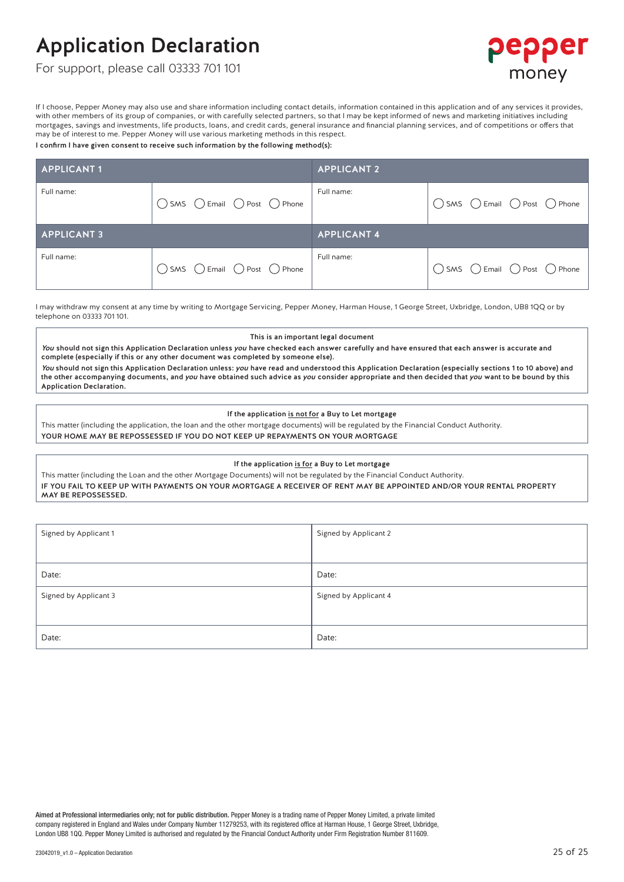# Application Declaration

For support, please call 03333 701 101

If I choose, Pepper Money may also use and share information including contact details, information contained in this application and of any services it provides, with other members of its group of companies, or with carefully selected partners, so that I may be kept informed of news and marketing initiatives including mortgages, savings and investments, life products, loans, and credit cards, general insurance and financial planning services, and of competitions or offers that may be of interest to me. Pepper Money will use various marketing methods in this respect.

**I confirm I have given consent to receive such information by the following method(s):**

| APPLICANT 1 | | APPLICANT 2 | |
|---|---|---|---|
| Full name: | ◯ SMS ◯ Email ◯ Post ◯ Phone | Full name: | ◯ SMS ◯ Email ◯ Post ◯ Phone |
| **APPLICANT 3** | | **APPLICANT 4** | |
| Full name: | ◯ SMS ◯ Email ◯ Post ◯ Phone | Full name: | ◯ SMS ◯ Email ◯ Post ◯ Phone |

I may withdraw my consent at any time by writing to Mortgage Servicing, Pepper Money, Harman House, 1 George Street, Uxbridge, London, UB8 1QQ or by telephone on 03333 701 101.

**This is an important legal document**

***You*** **should not sign this Application Declaration unless** ***you*** **have checked each answer carefully and have ensured that each answer is accurate and complete (especially if this or any other document was completed by someone else).**

***You*** **should not sign this Application Declaration unless:** ***you*** **have read and understood this Application Declaration (especially sections 1 to 10 above) and the other accompanying documents, and** ***you*** **have obtained such advice as** ***you*** **consider appropriate and then decided that** ***you*** **want to be bound by this Application Declaration.**

**If the application is not for a Buy to Let mortgage**

This matter (including the application, the loan and the other mortgage documents) will be regulated by the Financial Conduct Authority.

**YOUR HOME MAY BE REPOSSESSED IF YOU DO NOT KEEP UP REPAYMENTS ON YOUR MORTGAGE**

**If the application is for a Buy to Let mortgage**

This matter (including the Loan and the other Mortgage Documents) will not be regulated by the Financial Conduct Authority.

**IF YOU FAIL TO KEEP UP WITH PAYMENTS ON YOUR MORTGAGE A RECEIVER OF RENT MAY BE APPOINTED AND/OR YOUR RENTAL PROPERTY MAY BE REPOSSESSED.**

| | |
|---|---|
| Signed by Applicant 1 | Signed by Applicant 2 |
| Date: | Date: |
| Signed by Applicant 3 | Signed by Applicant 4 |
| Date: | Date: |

**Aimed at Professional intermediaries only; not for public distribution.** Pepper Money is a trading name of Pepper Money Limited, a private limited company registered in England and Wales under Company Number 11279253, with its registered office at Harman House, 1 George Street, Uxbridge, London UB8 1QQ. Pepper Money Limited is authorised and regulated by the Financial Conduct Authority under Firm Registration Number 811609.

23042019_v1.0 – Application Declaration